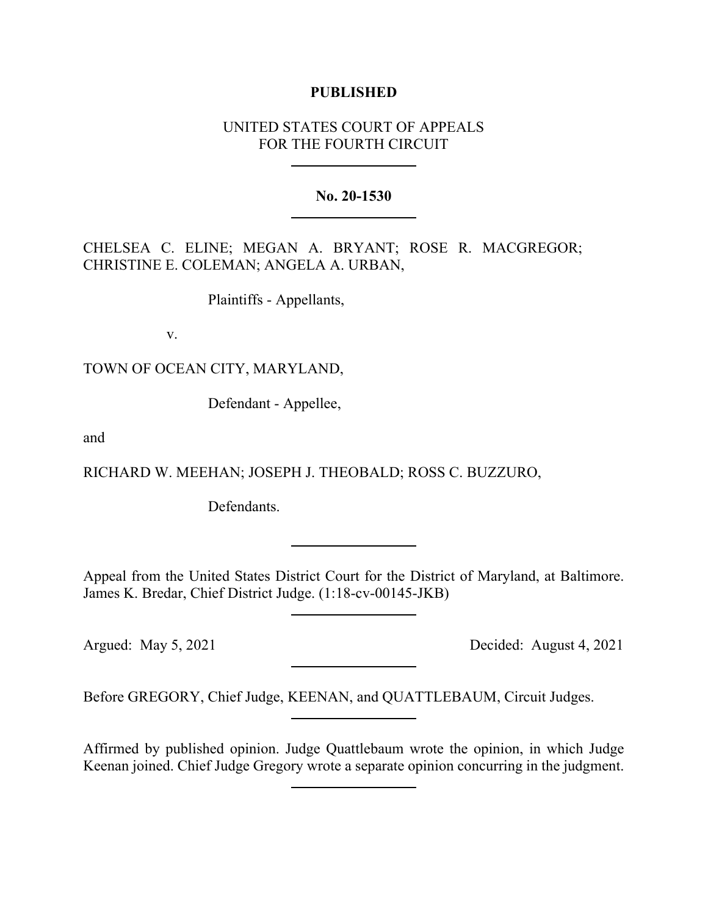**PUBLISHED**

UNITED STATES COURT OF APPEALS
FOR THE FOURTH CIRCUIT

---

**No. 20-1530**

---

CHELSEA C. ELINE; MEGAN A. BRYANT; ROSE R. MACGREGOR; CHRISTINE E. COLEMAN; ANGELA A. URBAN,

Plaintiffs - Appellants,

v.

TOWN OF OCEAN CITY, MARYLAND,

Defendant - Appellee,

and

RICHARD W. MEEHAN; JOSEPH J. THEOBALD; ROSS C. BUZZURO,

Defendants.

---

Appeal from the United States District Court for the District of Maryland, at Baltimore. James K. Bredar, Chief District Judge. (1:18-cv-00145-JKB)

---

Argued: May 5, 2021 Decided: August 4, 2021

---

Before GREGORY, Chief Judge, KEENAN, and QUATTLEBAUM, Circuit Judges.

---

Affirmed by published opinion. Judge Quattlebaum wrote the opinion, in which Judge Keenan joined. Chief Judge Gregory wrote a separate opinion concurring in the judgment.

---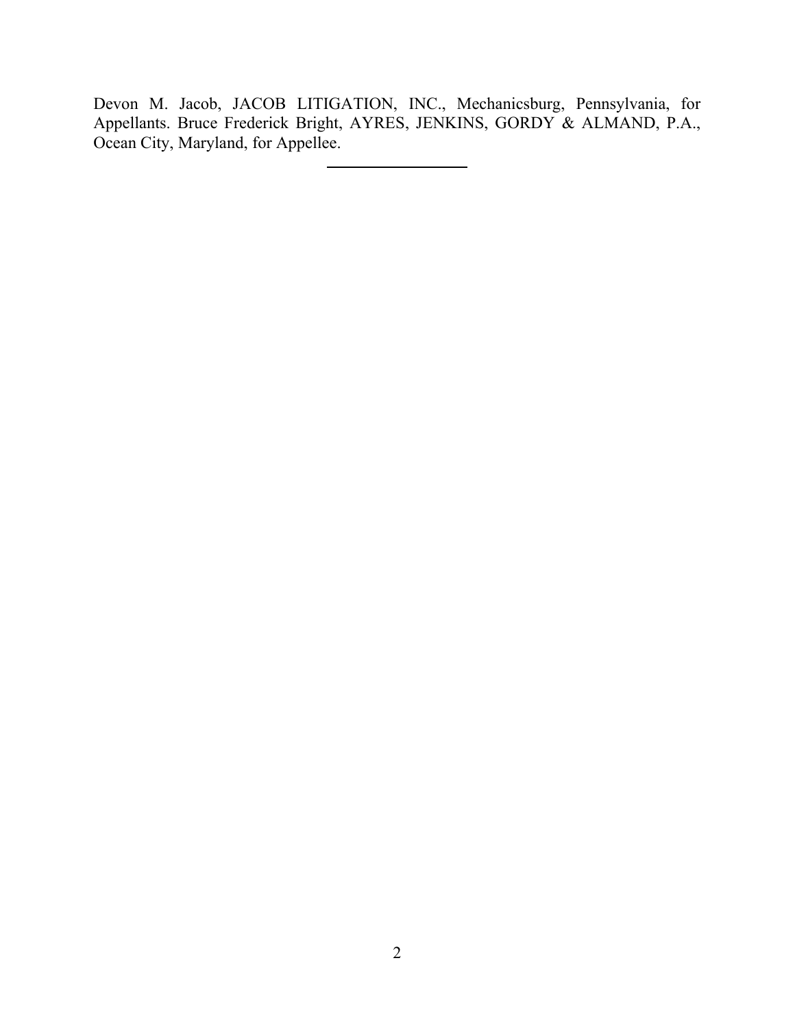Devon M. Jacob, JACOB LITIGATION, INC., Mechanicsburg, Pennsylvania, for Appellants. Bruce Frederick Bright, AYRES, JENKINS, GORDY & ALMAND, P.A., Ocean City, Maryland, for Appellee.

---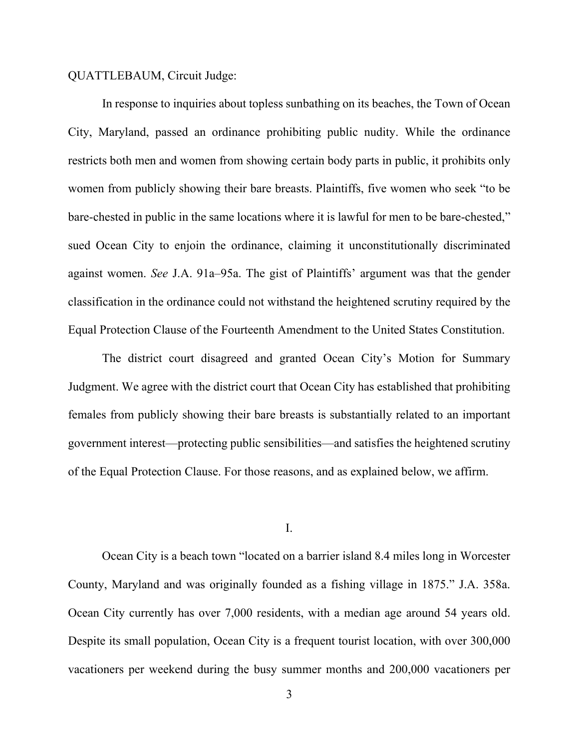QUATTLEBAUM, Circuit Judge:

In response to inquiries about topless sunbathing on its beaches, the Town of Ocean City, Maryland, passed an ordinance prohibiting public nudity. While the ordinance restricts both men and women from showing certain body parts in public, it prohibits only women from publicly showing their bare breasts. Plaintiffs, five women who seek "to be bare-chested in public in the same locations where it is lawful for men to be bare-chested," sued Ocean City to enjoin the ordinance, claiming it unconstitutionally discriminated against women. *See* J.A. 91a–95a. The gist of Plaintiffs' argument was that the gender classification in the ordinance could not withstand the heightened scrutiny required by the Equal Protection Clause of the Fourteenth Amendment to the United States Constitution.

The district court disagreed and granted Ocean City's Motion for Summary Judgment. We agree with the district court that Ocean City has established that prohibiting females from publicly showing their bare breasts is substantially related to an important government interest—protecting public sensibilities—and satisfies the heightened scrutiny of the Equal Protection Clause. For those reasons, and as explained below, we affirm.

## I.

Ocean City is a beach town "located on a barrier island 8.4 miles long in Worcester County, Maryland and was originally founded as a fishing village in 1875." J.A. 358a. Ocean City currently has over 7,000 residents, with a median age around 54 years old. Despite its small population, Ocean City is a frequent tourist location, with over 300,000 vacationers per weekend during the busy summer months and 200,000 vacationers per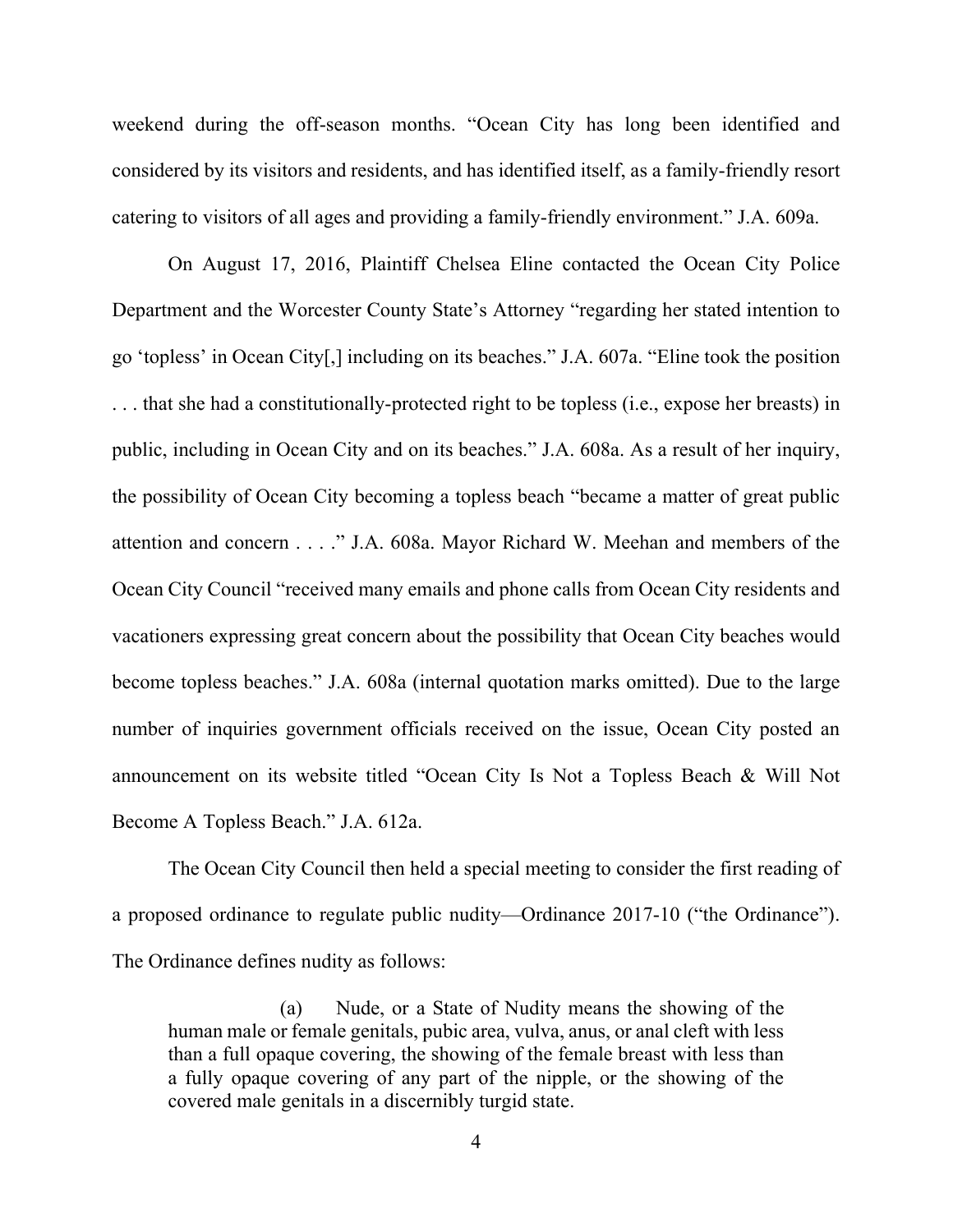weekend during the off-season months. "Ocean City has long been identified and considered by its visitors and residents, and has identified itself, as a family-friendly resort catering to visitors of all ages and providing a family-friendly environment." J.A. 609a.

On August 17, 2016, Plaintiff Chelsea Eline contacted the Ocean City Police Department and the Worcester County State's Attorney "regarding her stated intention to go 'topless' in Ocean City[,] including on its beaches." J.A. 607a. "Eline took the position . . . that she had a constitutionally-protected right to be topless (i.e., expose her breasts) in public, including in Ocean City and on its beaches." J.A. 608a. As a result of her inquiry, the possibility of Ocean City becoming a topless beach "became a matter of great public attention and concern . . . ." J.A. 608a. Mayor Richard W. Meehan and members of the Ocean City Council "received many emails and phone calls from Ocean City residents and vacationers expressing great concern about the possibility that Ocean City beaches would become topless beaches." J.A. 608a (internal quotation marks omitted). Due to the large number of inquiries government officials received on the issue, Ocean City posted an announcement on its website titled "Ocean City Is Not a Topless Beach & Will Not Become A Topless Beach." J.A. 612a.

The Ocean City Council then held a special meeting to consider the first reading of a proposed ordinance to regulate public nudity—Ordinance 2017-10 ("the Ordinance"). The Ordinance defines nudity as follows:

> (a) Nude, or a State of Nudity means the showing of the human male or female genitals, pubic area, vulva, anus, or anal cleft with less than a full opaque covering, the showing of the female breast with less than a fully opaque covering of any part of the nipple, or the showing of the covered male genitals in a discernibly turgid state.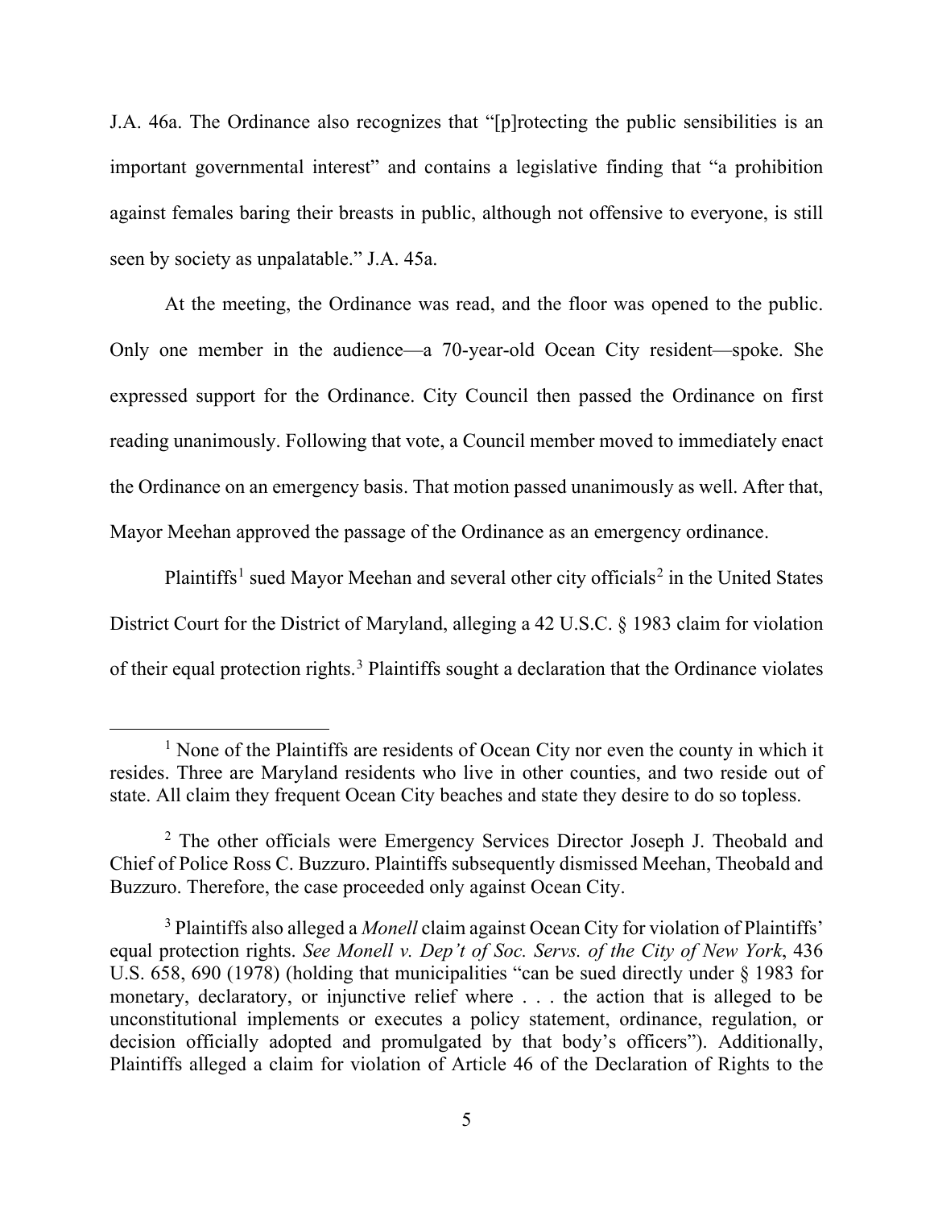J.A. 46a. The Ordinance also recognizes that "[p]rotecting the public sensibilities is an important governmental interest" and contains a legislative finding that "a prohibition against females baring their breasts in public, although not offensive to everyone, is still seen by society as unpalatable." J.A. 45a.

At the meeting, the Ordinance was read, and the floor was opened to the public. Only one member in the audience—a 70-year-old Ocean City resident—spoke. She expressed support for the Ordinance. City Council then passed the Ordinance on first reading unanimously. Following that vote, a Council member moved to immediately enact the Ordinance on an emergency basis. That motion passed unanimously as well. After that, Mayor Meehan approved the passage of the Ordinance as an emergency ordinance.

Plaintiffs[1] sued Mayor Meehan and several other city officials[2] in the United States District Court for the District of Maryland, alleging a 42 U.S.C. § 1983 claim for violation of their equal protection rights.[3] Plaintiffs sought a declaration that the Ordinance violates

---

[1] None of the Plaintiffs are residents of Ocean City nor even the county in which it resides. Three are Maryland residents who live in other counties, and two reside out of state. All claim they frequent Ocean City beaches and state they desire to do so topless.

[2] The other officials were Emergency Services Director Joseph J. Theobald and Chief of Police Ross C. Buzzuro. Plaintiffs subsequently dismissed Meehan, Theobald and Buzzuro. Therefore, the case proceeded only against Ocean City.

[3] Plaintiffs also alleged a *Monell* claim against Ocean City for violation of Plaintiffs' equal protection rights. *See Monell v. Dep't of Soc. Servs. of the City of New York*, 436 U.S. 658, 690 (1978) (holding that municipalities "can be sued directly under § 1983 for monetary, declaratory, or injunctive relief where . . . the action that is alleged to be unconstitutional implements or executes a policy statement, ordinance, regulation, or decision officially adopted and promulgated by that body's officers"). Additionally, Plaintiffs alleged a claim for violation of Article 46 of the Declaration of Rights to the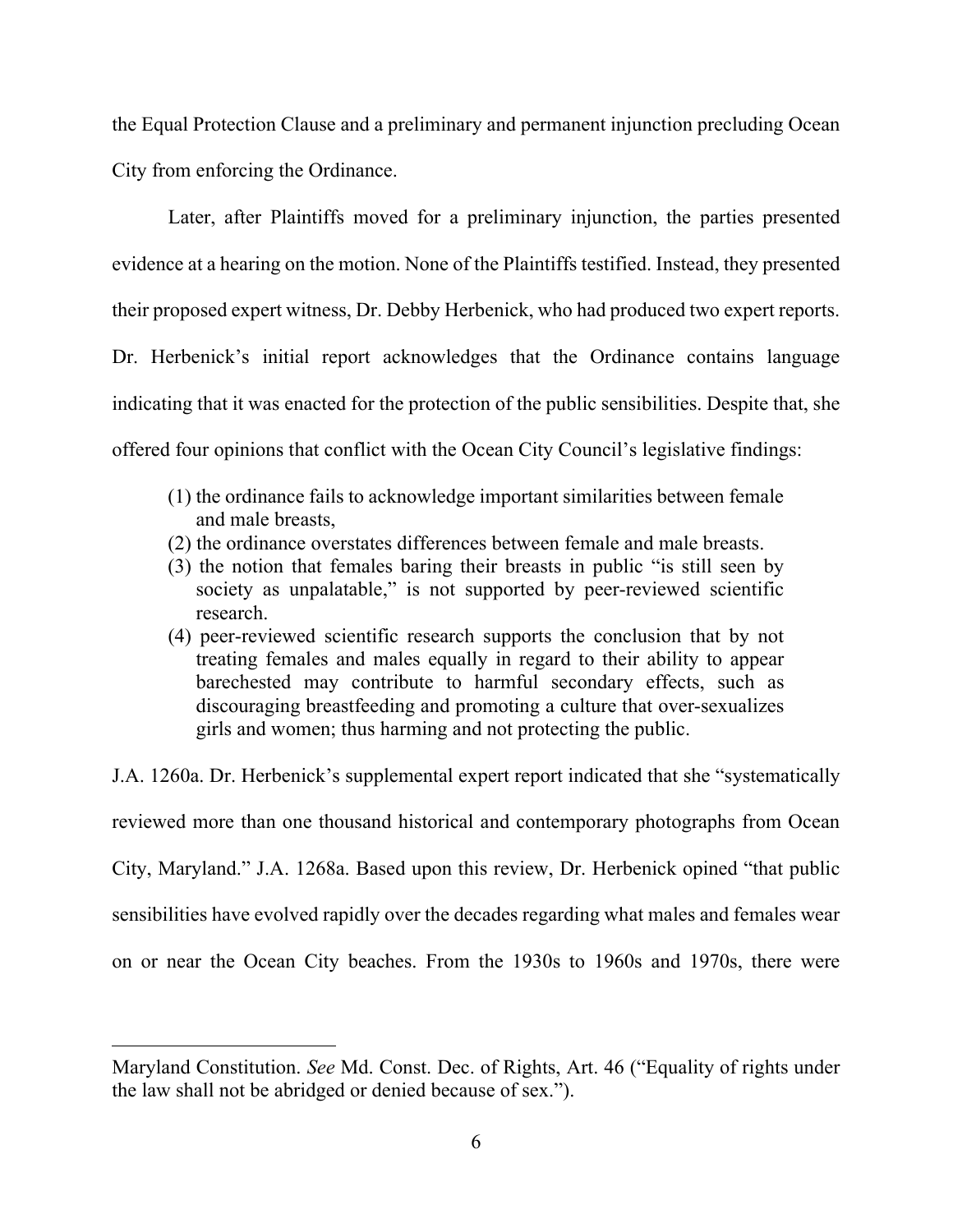the Equal Protection Clause and a preliminary and permanent injunction precluding Ocean City from enforcing the Ordinance.

Later, after Plaintiffs moved for a preliminary injunction, the parties presented evidence at a hearing on the motion. None of the Plaintiffs testified. Instead, they presented their proposed expert witness, Dr. Debby Herbenick, who had produced two expert reports. Dr. Herbenick's initial report acknowledges that the Ordinance contains language indicating that it was enacted for the protection of the public sensibilities. Despite that, she offered four opinions that conflict with the Ocean City Council's legislative findings:

> (1) the ordinance fails to acknowledge important similarities between female and male breasts,
> (2) the ordinance overstates differences between female and male breasts.
> (3) the notion that females baring their breasts in public "is still seen by society as unpalatable," is not supported by peer-reviewed scientific research.
> (4) peer-reviewed scientific research supports the conclusion that by not treating females and males equally in regard to their ability to appear barechested may contribute to harmful secondary effects, such as discouraging breastfeeding and promoting a culture that over-sexualizes girls and women; thus harming and not protecting the public.

J.A. 1260a. Dr. Herbenick's supplemental expert report indicated that she "systematically reviewed more than one thousand historical and contemporary photographs from Ocean City, Maryland." J.A. 1268a. Based upon this review, Dr. Herbenick opined "that public sensibilities have evolved rapidly over the decades regarding what males and females wear on or near the Ocean City beaches. From the 1930s to 1960s and 1970s, there were

---

Maryland Constitution. *See* Md. Const. Dec. of Rights, Art. 46 ("Equality of rights under the law shall not be abridged or denied because of sex.").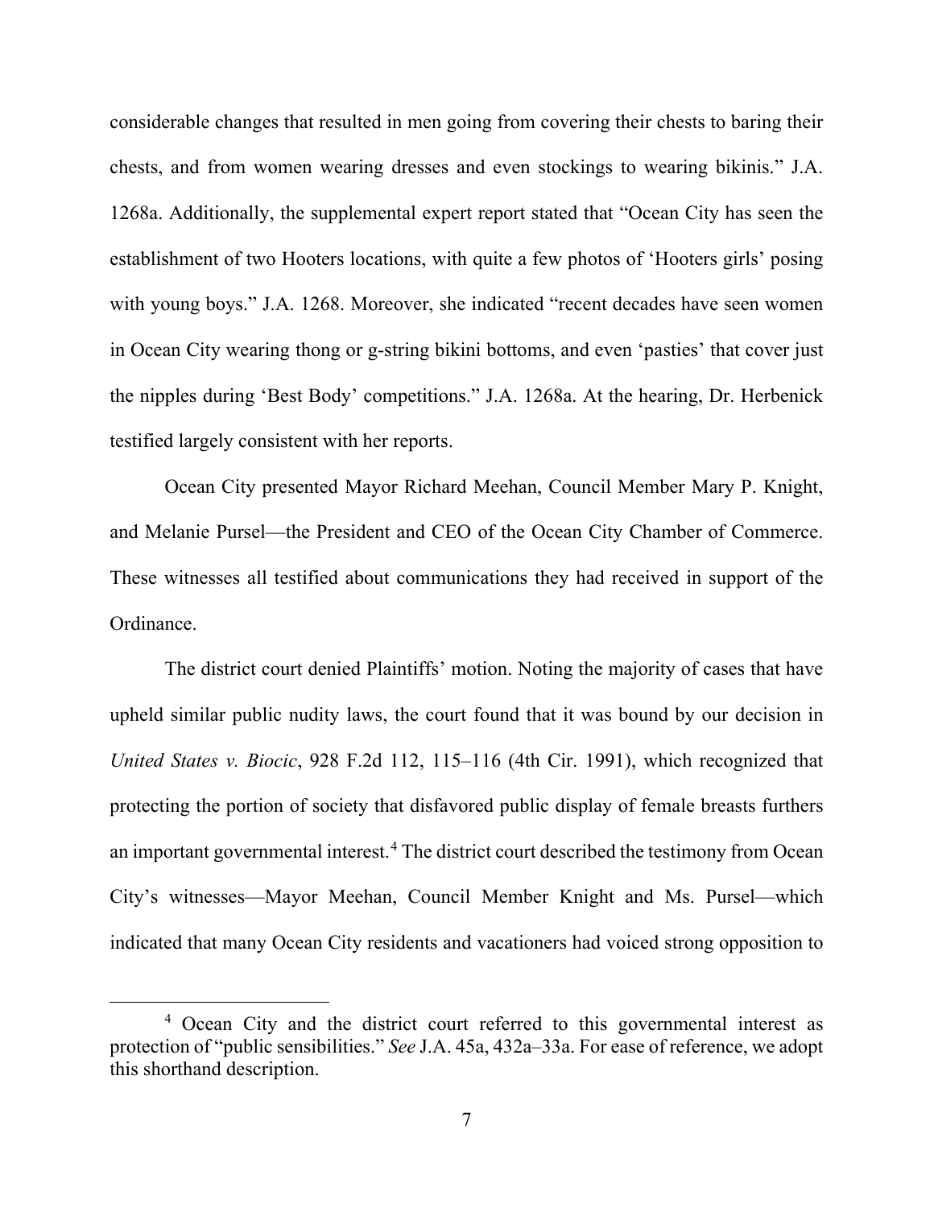considerable changes that resulted in men going from covering their chests to baring their chests, and from women wearing dresses and even stockings to wearing bikinis." J.A. 1268a. Additionally, the supplemental expert report stated that "Ocean City has seen the establishment of two Hooters locations, with quite a few photos of 'Hooters girls' posing with young boys." J.A. 1268. Moreover, she indicated "recent decades have seen women in Ocean City wearing thong or g-string bikini bottoms, and even 'pasties' that cover just the nipples during 'Best Body' competitions." J.A. 1268a. At the hearing, Dr. Herbenick testified largely consistent with her reports.

Ocean City presented Mayor Richard Meehan, Council Member Mary P. Knight, and Melanie Pursel—the President and CEO of the Ocean City Chamber of Commerce. These witnesses all testified about communications they had received in support of the Ordinance.

The district court denied Plaintiffs' motion. Noting the majority of cases that have upheld similar public nudity laws, the court found that it was bound by our decision in *United States v. Biocic*, 928 F.2d 112, 115–116 (4th Cir. 1991), which recognized that protecting the portion of society that disfavored public display of female breasts furthers an important governmental interest.[4] The district court described the testimony from Ocean City's witnesses—Mayor Meehan, Council Member Knight and Ms. Pursel—which indicated that many Ocean City residents and vacationers had voiced strong opposition to

[4] Ocean City and the district court referred to this governmental interest as protection of "public sensibilities." *See* J.A. 45a, 432a–33a. For ease of reference, we adopt this shorthand description.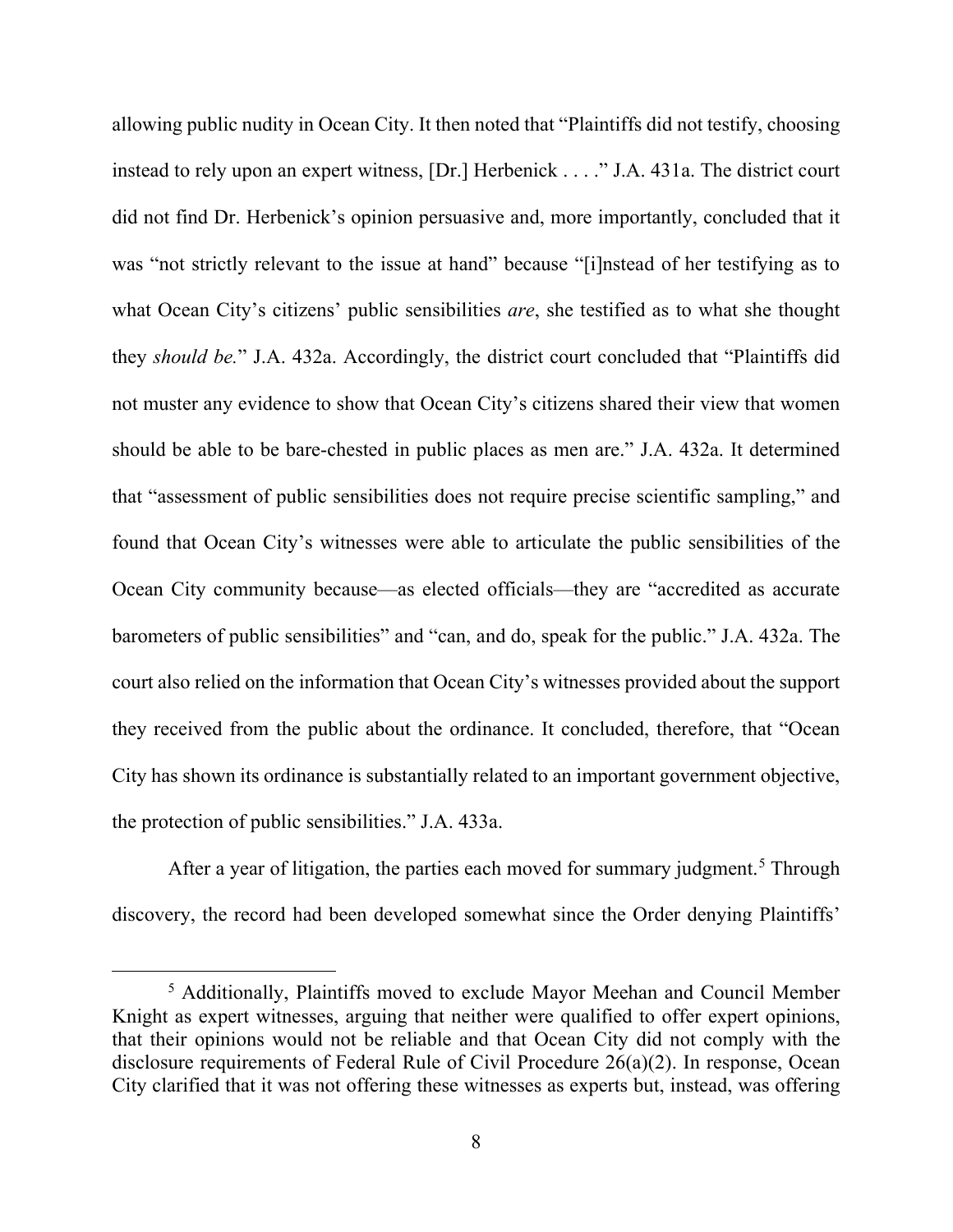allowing public nudity in Ocean City. It then noted that "Plaintiffs did not testify, choosing instead to rely upon an expert witness, [Dr.] Herbenick . . . ." J.A. 431a. The district court did not find Dr. Herbenick's opinion persuasive and, more importantly, concluded that it was "not strictly relevant to the issue at hand" because "[i]nstead of her testifying as to what Ocean City's citizens' public sensibilities *are*, she testified as to what she thought they *should be.*" J.A. 432a. Accordingly, the district court concluded that "Plaintiffs did not muster any evidence to show that Ocean City's citizens shared their view that women should be able to be bare-chested in public places as men are." J.A. 432a. It determined that "assessment of public sensibilities does not require precise scientific sampling," and found that Ocean City's witnesses were able to articulate the public sensibilities of the Ocean City community because—as elected officials—they are "accredited as accurate barometers of public sensibilities" and "can, and do, speak for the public." J.A. 432a. The court also relied on the information that Ocean City's witnesses provided about the support they received from the public about the ordinance. It concluded, therefore, that "Ocean City has shown its ordinance is substantially related to an important government objective, the protection of public sensibilities." J.A. 433a.

After a year of litigation, the parties each moved for summary judgment.[5] Through discovery, the record had been developed somewhat since the Order denying Plaintiffs'

[5] Additionally, Plaintiffs moved to exclude Mayor Meehan and Council Member Knight as expert witnesses, arguing that neither were qualified to offer expert opinions, that their opinions would not be reliable and that Ocean City did not comply with the disclosure requirements of Federal Rule of Civil Procedure 26(a)(2). In response, Ocean City clarified that it was not offering these witnesses as experts but, instead, was offering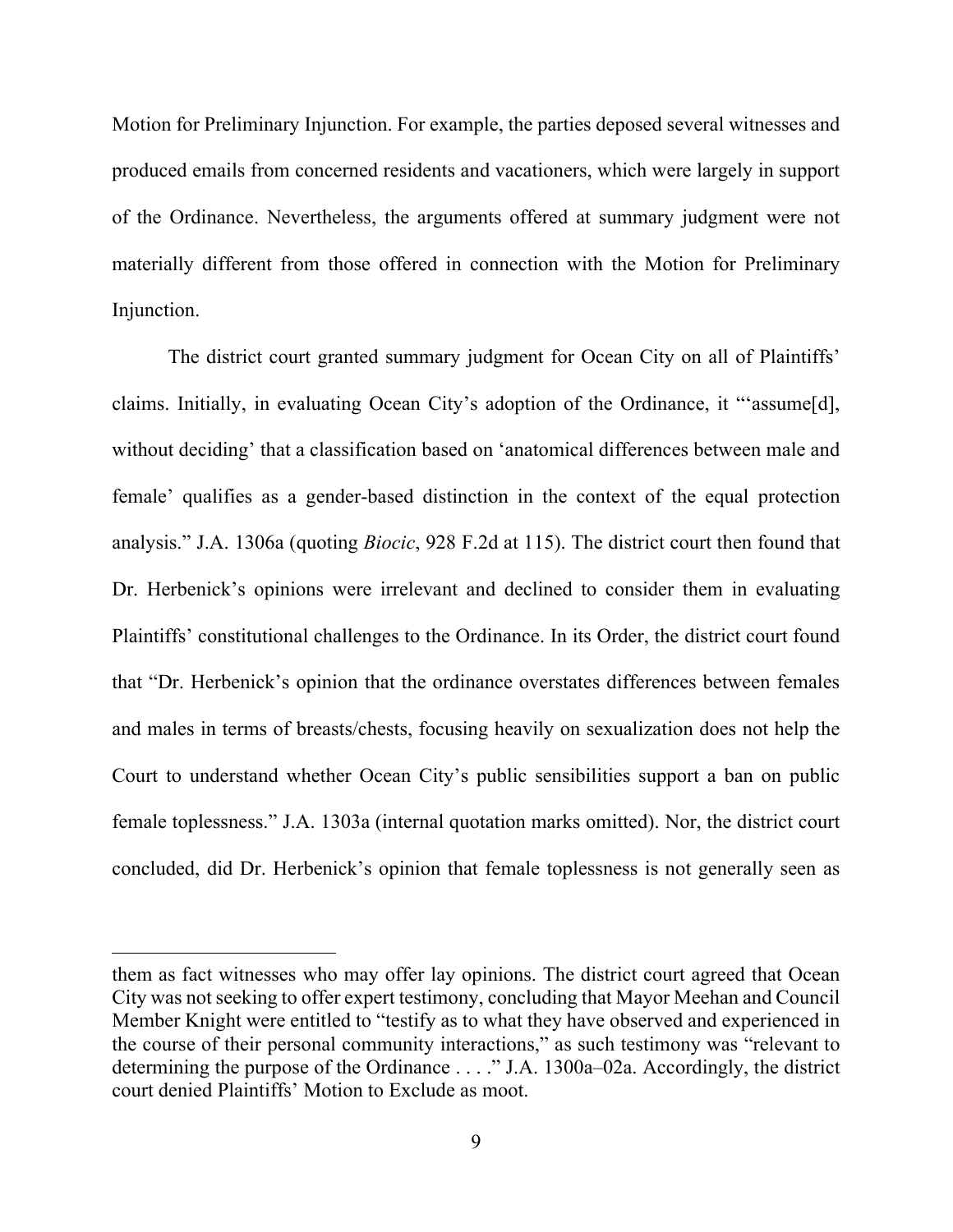Motion for Preliminary Injunction. For example, the parties deposed several witnesses and produced emails from concerned residents and vacationers, which were largely in support of the Ordinance. Nevertheless, the arguments offered at summary judgment were not materially different from those offered in connection with the Motion for Preliminary Injunction.

The district court granted summary judgment for Ocean City on all of Plaintiffs' claims. Initially, in evaluating Ocean City's adoption of the Ordinance, it "'assume[d], without deciding' that a classification based on 'anatomical differences between male and female' qualifies as a gender-based distinction in the context of the equal protection analysis." J.A. 1306a (quoting *Biocic*, 928 F.2d at 115). The district court then found that Dr. Herbenick's opinions were irrelevant and declined to consider them in evaluating Plaintiffs' constitutional challenges to the Ordinance. In its Order, the district court found that "Dr. Herbenick's opinion that the ordinance overstates differences between females and males in terms of breasts/chests, focusing heavily on sexualization does not help the Court to understand whether Ocean City's public sensibilities support a ban on public female toplessness." J.A. 1303a (internal quotation marks omitted). Nor, the district court concluded, did Dr. Herbenick's opinion that female toplessness is not generally seen as

---

them as fact witnesses who may offer lay opinions. The district court agreed that Ocean City was not seeking to offer expert testimony, concluding that Mayor Meehan and Council Member Knight were entitled to "testify as to what they have observed and experienced in the course of their personal community interactions," as such testimony was "relevant to determining the purpose of the Ordinance . . . ." J.A. 1300a–02a. Accordingly, the district court denied Plaintiffs' Motion to Exclude as moot.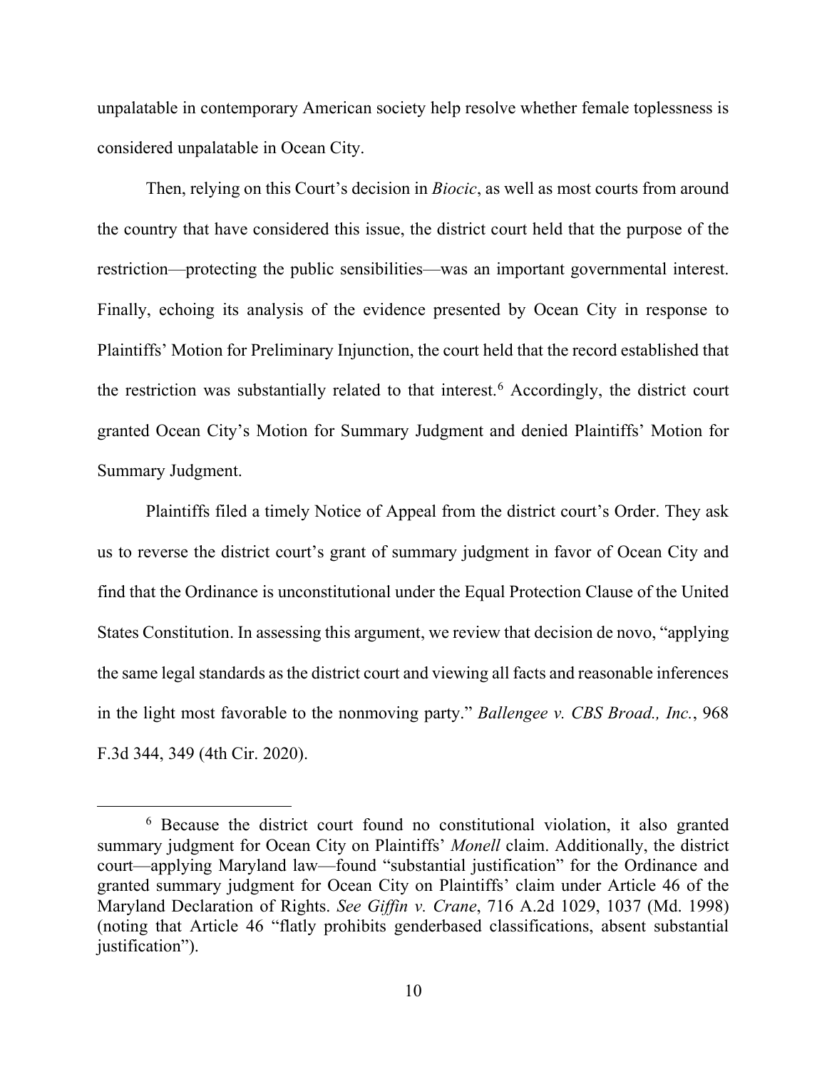unpalatable in contemporary American society help resolve whether female toplessness is considered unpalatable in Ocean City.

Then, relying on this Court's decision in *Biocic*, as well as most courts from around the country that have considered this issue, the district court held that the purpose of the restriction—protecting the public sensibilities—was an important governmental interest. Finally, echoing its analysis of the evidence presented by Ocean City in response to Plaintiffs' Motion for Preliminary Injunction, the court held that the record established that the restriction was substantially related to that interest.[6] Accordingly, the district court granted Ocean City's Motion for Summary Judgment and denied Plaintiffs' Motion for Summary Judgment.

Plaintiffs filed a timely Notice of Appeal from the district court's Order. They ask us to reverse the district court's grant of summary judgment in favor of Ocean City and find that the Ordinance is unconstitutional under the Equal Protection Clause of the United States Constitution. In assessing this argument, we review that decision de novo, "applying the same legal standards as the district court and viewing all facts and reasonable inferences in the light most favorable to the nonmoving party." *Ballengee v. CBS Broad., Inc.*, 968 F.3d 344, 349 (4th Cir. 2020).

---

[6] Because the district court found no constitutional violation, it also granted summary judgment for Ocean City on Plaintiffs' *Monell* claim. Additionally, the district court—applying Maryland law—found "substantial justification" for the Ordinance and granted summary judgment for Ocean City on Plaintiffs' claim under Article 46 of the Maryland Declaration of Rights. *See Giffin v. Crane*, 716 A.2d 1029, 1037 (Md. 1998) (noting that Article 46 "flatly prohibits genderbased classifications, absent substantial justification").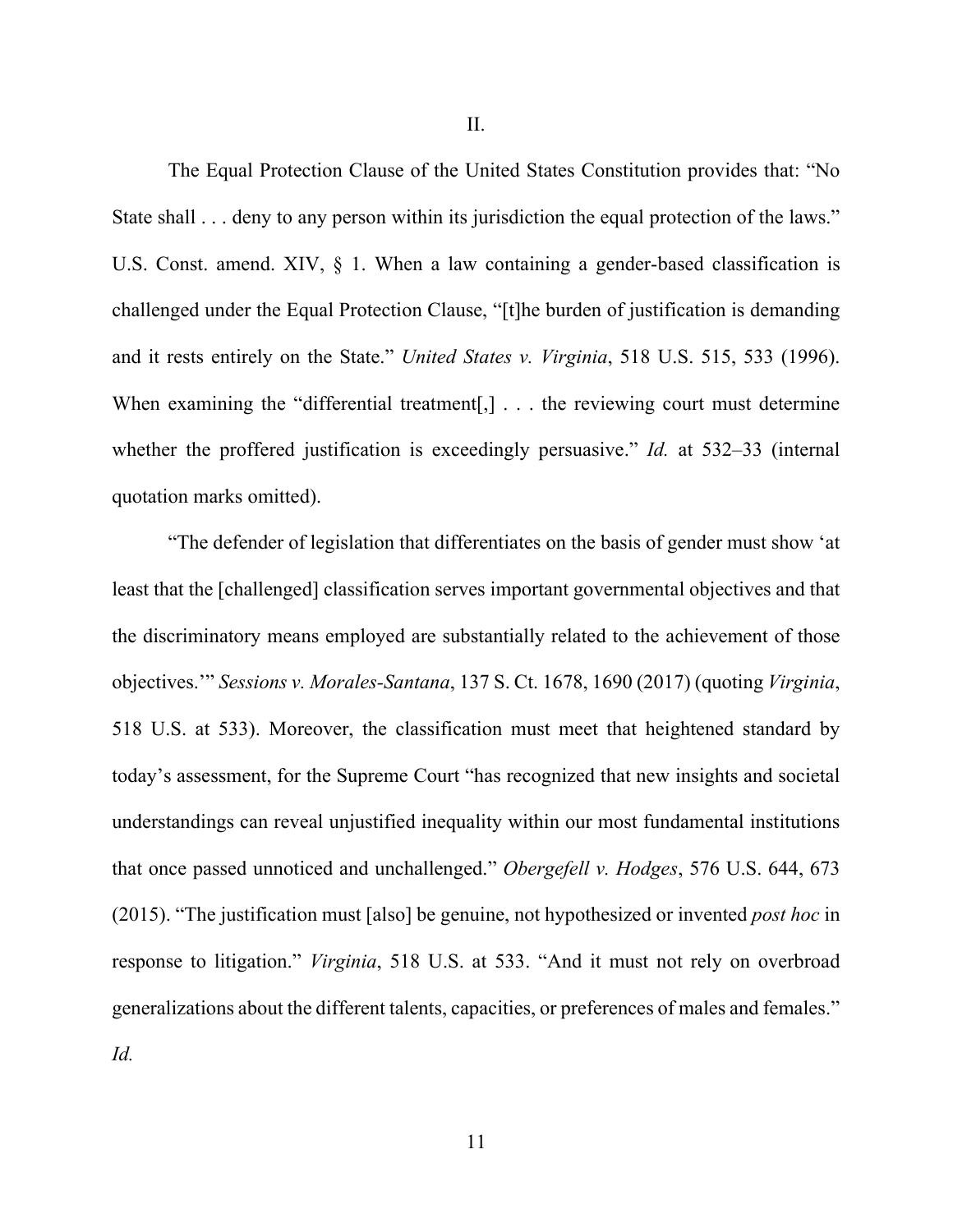## II.

The Equal Protection Clause of the United States Constitution provides that: "No State shall . . . deny to any person within its jurisdiction the equal protection of the laws." U.S. Const. amend. XIV, § 1. When a law containing a gender-based classification is challenged under the Equal Protection Clause, "[t]he burden of justification is demanding and it rests entirely on the State." *United States v. Virginia*, 518 U.S. 515, 533 (1996). When examining the "differential treatment[,] . . . the reviewing court must determine whether the proffered justification is exceedingly persuasive." *Id.* at 532–33 (internal quotation marks omitted).

"The defender of legislation that differentiates on the basis of gender must show 'at least that the [challenged] classification serves important governmental objectives and that the discriminatory means employed are substantially related to the achievement of those objectives.'" *Sessions v. Morales-Santana*, 137 S. Ct. 1678, 1690 (2017) (quoting *Virginia*, 518 U.S. at 533). Moreover, the classification must meet that heightened standard by today's assessment, for the Supreme Court "has recognized that new insights and societal understandings can reveal unjustified inequality within our most fundamental institutions that once passed unnoticed and unchallenged." *Obergefell v. Hodges*, 576 U.S. 644, 673 (2015). "The justification must [also] be genuine, not hypothesized or invented *post hoc* in response to litigation." *Virginia*, 518 U.S. at 533. "And it must not rely on overbroad generalizations about the different talents, capacities, or preferences of males and females." *Id.*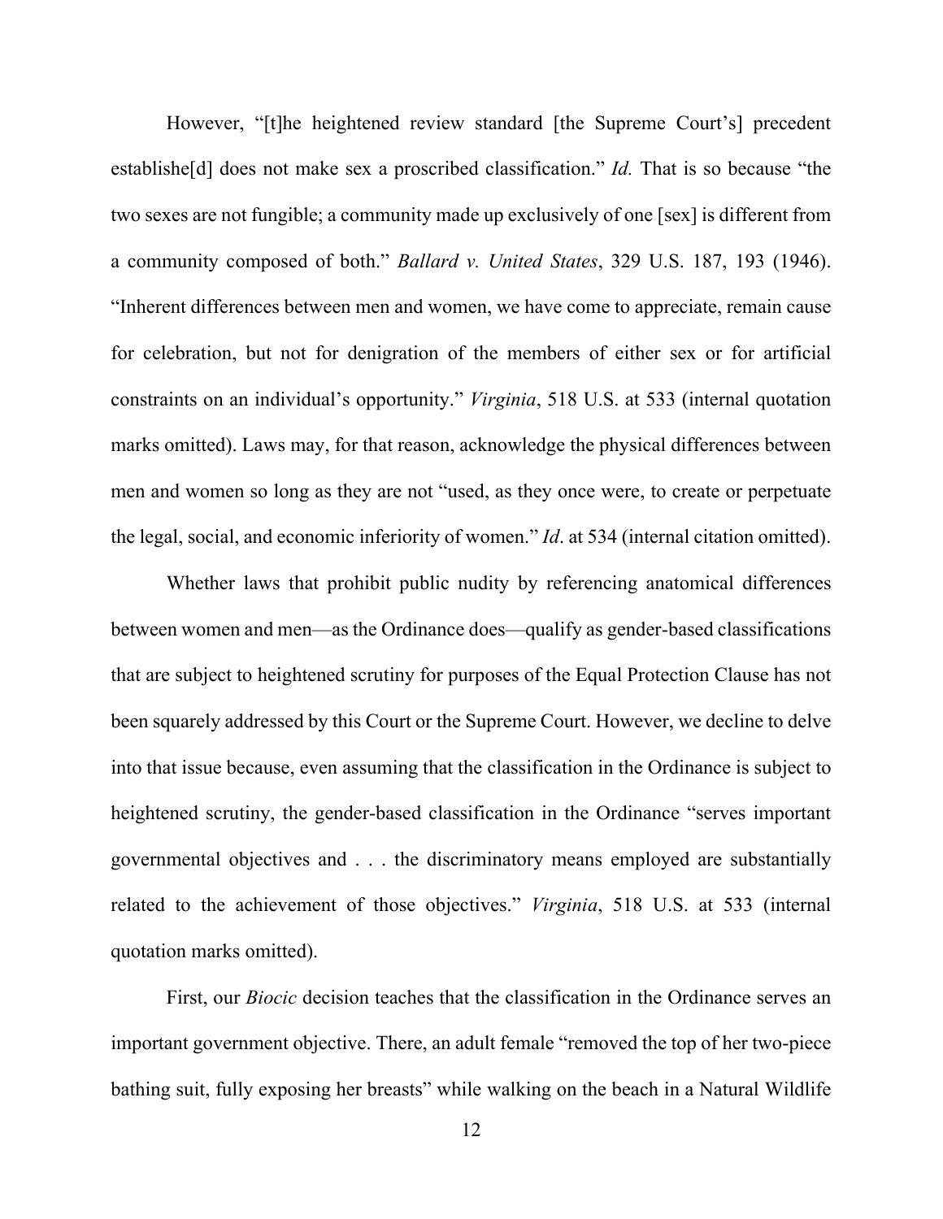However, "[t]he heightened review standard [the Supreme Court's] precedent establishe[d] does not make sex a proscribed classification." *Id.* That is so because "the two sexes are not fungible; a community made up exclusively of one [sex] is different from a community composed of both." *Ballard v. United States*, 329 U.S. 187, 193 (1946). "Inherent differences between men and women, we have come to appreciate, remain cause for celebration, but not for denigration of the members of either sex or for artificial constraints on an individual's opportunity." *Virginia*, 518 U.S. at 533 (internal quotation marks omitted). Laws may, for that reason, acknowledge the physical differences between men and women so long as they are not "used, as they once were, to create or perpetuate the legal, social, and economic inferiority of women." *Id*. at 534 (internal citation omitted).

Whether laws that prohibit public nudity by referencing anatomical differences between women and men—as the Ordinance does—qualify as gender-based classifications that are subject to heightened scrutiny for purposes of the Equal Protection Clause has not been squarely addressed by this Court or the Supreme Court. However, we decline to delve into that issue because, even assuming that the classification in the Ordinance is subject to heightened scrutiny, the gender-based classification in the Ordinance "serves important governmental objectives and . . . the discriminatory means employed are substantially related to the achievement of those objectives." *Virginia*, 518 U.S. at 533 (internal quotation marks omitted).

First, our *Biocic* decision teaches that the classification in the Ordinance serves an important government objective. There, an adult female "removed the top of her two-piece bathing suit, fully exposing her breasts" while walking on the beach in a Natural Wildlife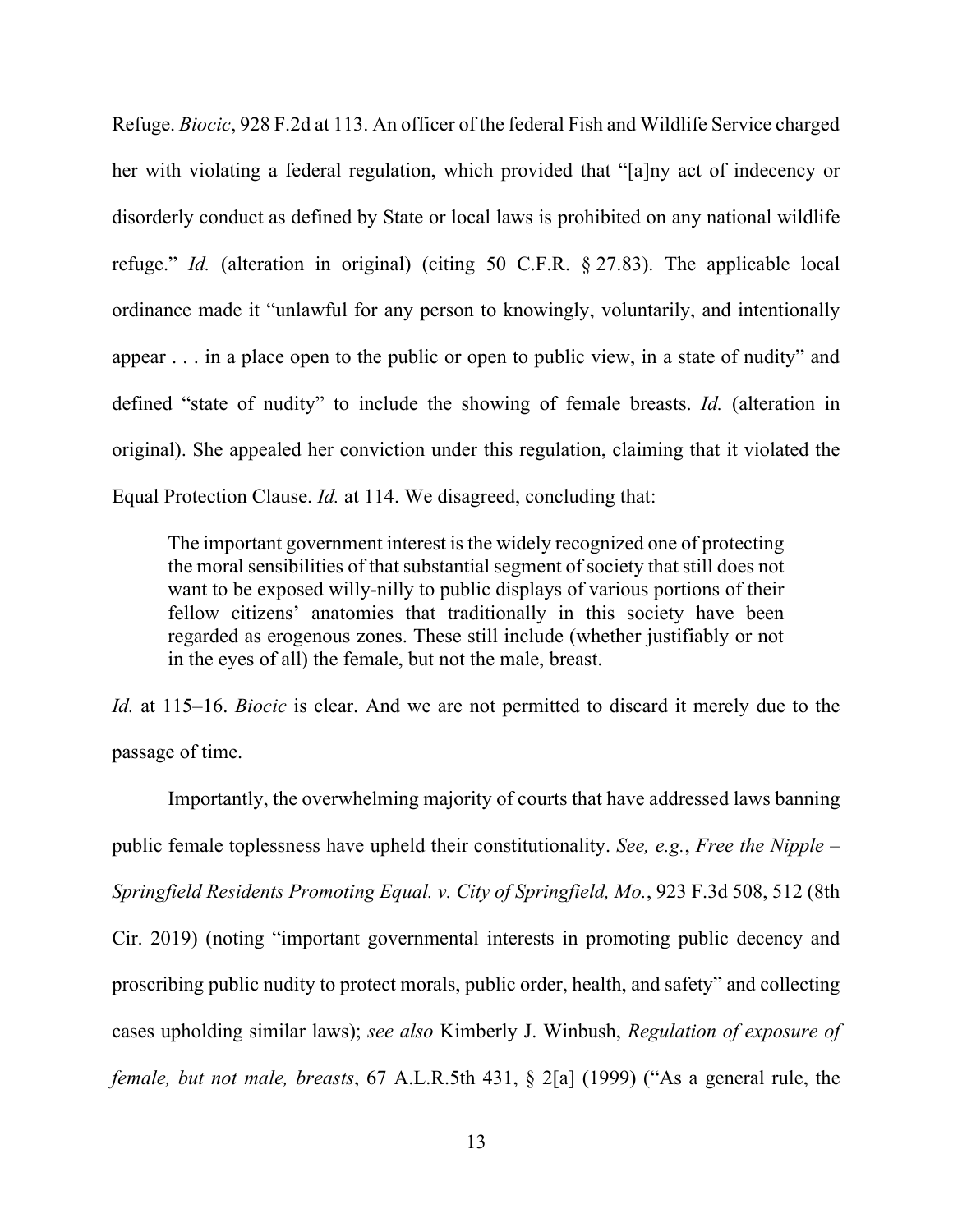Refuge. *Biocic*, 928 F.2d at 113. An officer of the federal Fish and Wildlife Service charged her with violating a federal regulation, which provided that "[a]ny act of indecency or disorderly conduct as defined by State or local laws is prohibited on any national wildlife refuge." *Id.* (alteration in original) (citing 50 C.F.R. § 27.83). The applicable local ordinance made it "unlawful for any person to knowingly, voluntarily, and intentionally appear . . . in a place open to the public or open to public view, in a state of nudity" and defined "state of nudity" to include the showing of female breasts. *Id.* (alteration in original). She appealed her conviction under this regulation, claiming that it violated the Equal Protection Clause. *Id.* at 114. We disagreed, concluding that:

> The important government interest is the widely recognized one of protecting the moral sensibilities of that substantial segment of society that still does not want to be exposed willy-nilly to public displays of various portions of their fellow citizens' anatomies that traditionally in this society have been regarded as erogenous zones. These still include (whether justifiably or not in the eyes of all) the female, but not the male, breast.

*Id.* at 115–16. *Biocic* is clear. And we are not permitted to discard it merely due to the passage of time.

Importantly, the overwhelming majority of courts that have addressed laws banning public female toplessness have upheld their constitutionality. *See, e.g.*, *Free the Nipple – Springfield Residents Promoting Equal. v. City of Springfield, Mo.*, 923 F.3d 508, 512 (8th Cir. 2019) (noting "important governmental interests in promoting public decency and proscribing public nudity to protect morals, public order, health, and safety" and collecting cases upholding similar laws); *see also* Kimberly J. Winbush, *Regulation of exposure of female, but not male, breasts*, 67 A.L.R.5th 431, § 2[a] (1999) ("As a general rule, the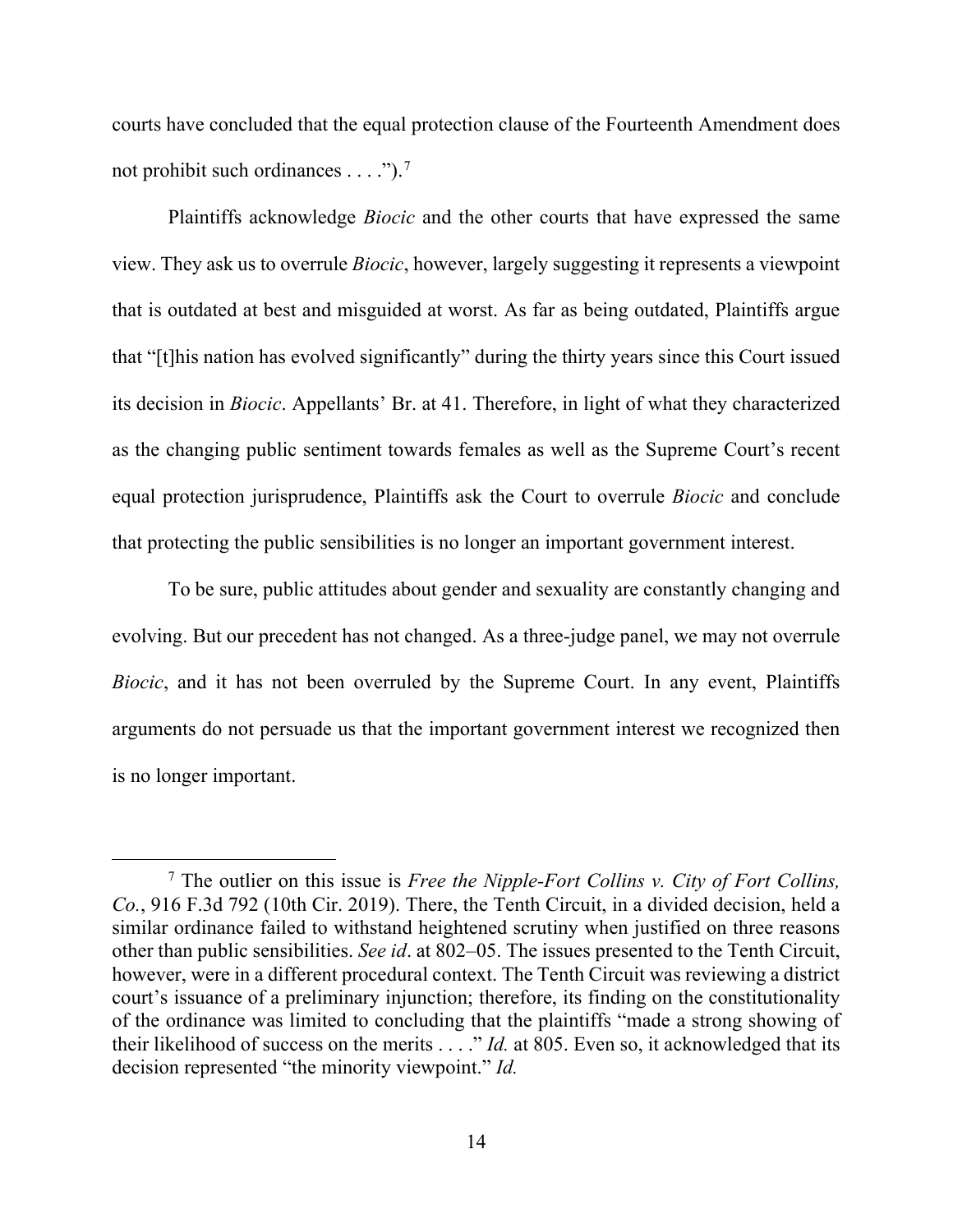courts have concluded that the equal protection clause of the Fourteenth Amendment does not prohibit such ordinances . . . .").[7]

Plaintiffs acknowledge *Biocic* and the other courts that have expressed the same view. They ask us to overrule *Biocic*, however, largely suggesting it represents a viewpoint that is outdated at best and misguided at worst. As far as being outdated, Plaintiffs argue that "[t]his nation has evolved significantly" during the thirty years since this Court issued its decision in *Biocic*. Appellants' Br. at 41. Therefore, in light of what they characterized as the changing public sentiment towards females as well as the Supreme Court's recent equal protection jurisprudence, Plaintiffs ask the Court to overrule *Biocic* and conclude that protecting the public sensibilities is no longer an important government interest.

To be sure, public attitudes about gender and sexuality are constantly changing and evolving. But our precedent has not changed. As a three-judge panel, we may not overrule *Biocic*, and it has not been overruled by the Supreme Court. In any event, Plaintiffs arguments do not persuade us that the important government interest we recognized then is no longer important.

---

[7] The outlier on this issue is *Free the Nipple-Fort Collins v. City of Fort Collins, Co.*, 916 F.3d 792 (10th Cir. 2019). There, the Tenth Circuit, in a divided decision, held a similar ordinance failed to withstand heightened scrutiny when justified on three reasons other than public sensibilities. *See id*. at 802–05. The issues presented to the Tenth Circuit, however, were in a different procedural context. The Tenth Circuit was reviewing a district court's issuance of a preliminary injunction; therefore, its finding on the constitutionality of the ordinance was limited to concluding that the plaintiffs "made a strong showing of their likelihood of success on the merits . . . ." *Id.* at 805. Even so, it acknowledged that its decision represented "the minority viewpoint." *Id.*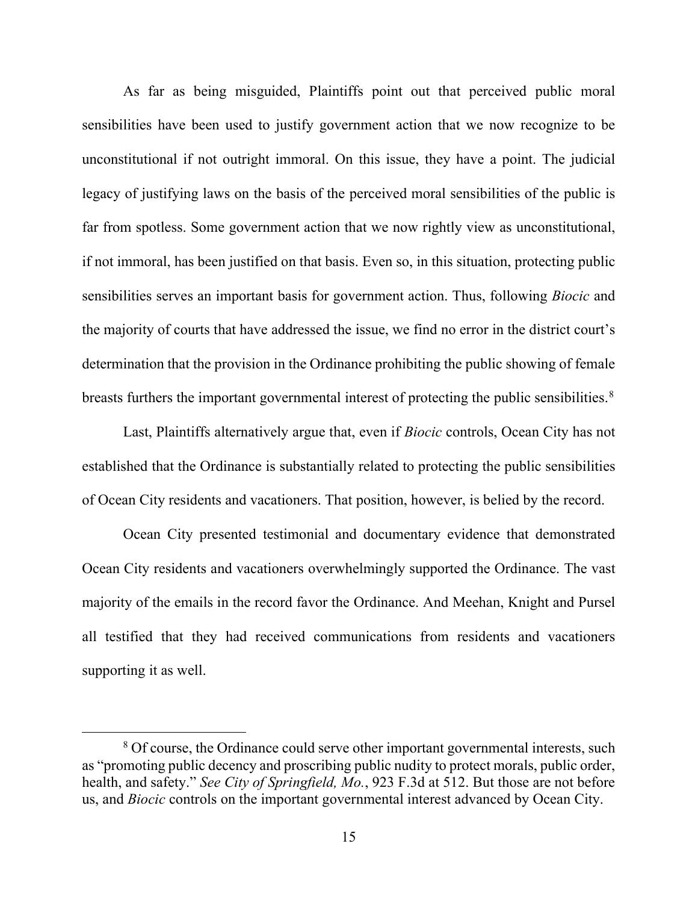As far as being misguided, Plaintiffs point out that perceived public moral sensibilities have been used to justify government action that we now recognize to be unconstitutional if not outright immoral. On this issue, they have a point. The judicial legacy of justifying laws on the basis of the perceived moral sensibilities of the public is far from spotless. Some government action that we now rightly view as unconstitutional, if not immoral, has been justified on that basis. Even so, in this situation, protecting public sensibilities serves an important basis for government action. Thus, following *Biocic* and the majority of courts that have addressed the issue, we find no error in the district court's determination that the provision in the Ordinance prohibiting the public showing of female breasts furthers the important governmental interest of protecting the public sensibilities.[8]

Last, Plaintiffs alternatively argue that, even if *Biocic* controls, Ocean City has not established that the Ordinance is substantially related to protecting the public sensibilities of Ocean City residents and vacationers. That position, however, is belied by the record.

Ocean City presented testimonial and documentary evidence that demonstrated Ocean City residents and vacationers overwhelmingly supported the Ordinance. The vast majority of the emails in the record favor the Ordinance. And Meehan, Knight and Pursel all testified that they had received communications from residents and vacationers supporting it as well.

[8] Of course, the Ordinance could serve other important governmental interests, such as "promoting public decency and proscribing public nudity to protect morals, public order, health, and safety." *See City of Springfield, Mo.*, 923 F.3d at 512. But those are not before us, and *Biocic* controls on the important governmental interest advanced by Ocean City.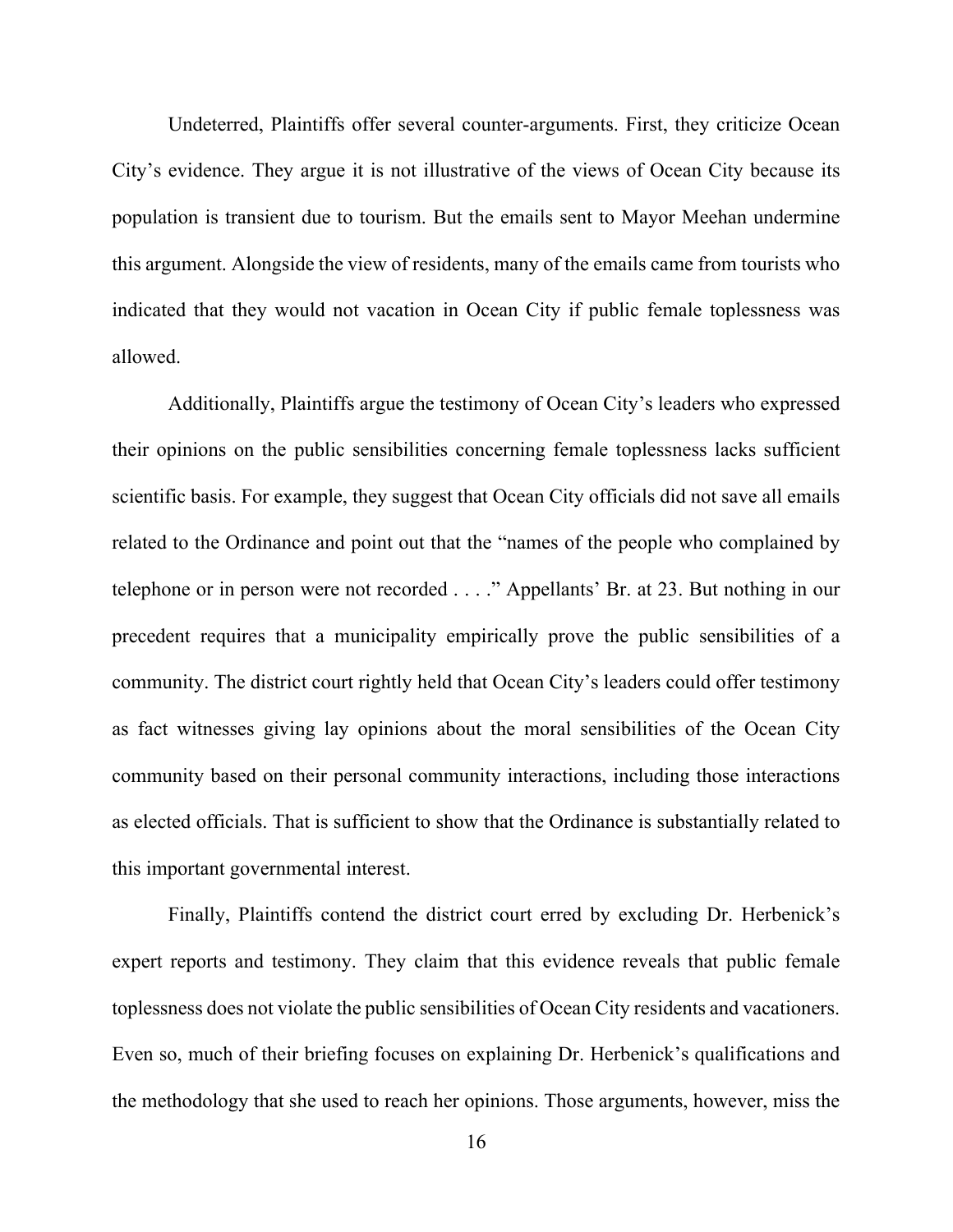Undeterred, Plaintiffs offer several counter-arguments. First, they criticize Ocean City's evidence. They argue it is not illustrative of the views of Ocean City because its population is transient due to tourism. But the emails sent to Mayor Meehan undermine this argument. Alongside the view of residents, many of the emails came from tourists who indicated that they would not vacation in Ocean City if public female toplessness was allowed.

Additionally, Plaintiffs argue the testimony of Ocean City's leaders who expressed their opinions on the public sensibilities concerning female toplessness lacks sufficient scientific basis. For example, they suggest that Ocean City officials did not save all emails related to the Ordinance and point out that the "names of the people who complained by telephone or in person were not recorded . . . ." Appellants' Br. at 23. But nothing in our precedent requires that a municipality empirically prove the public sensibilities of a community. The district court rightly held that Ocean City's leaders could offer testimony as fact witnesses giving lay opinions about the moral sensibilities of the Ocean City community based on their personal community interactions, including those interactions as elected officials. That is sufficient to show that the Ordinance is substantially related to this important governmental interest.

Finally, Plaintiffs contend the district court erred by excluding Dr. Herbenick's expert reports and testimony. They claim that this evidence reveals that public female toplessness does not violate the public sensibilities of Ocean City residents and vacationers. Even so, much of their briefing focuses on explaining Dr. Herbenick's qualifications and the methodology that she used to reach her opinions. Those arguments, however, miss the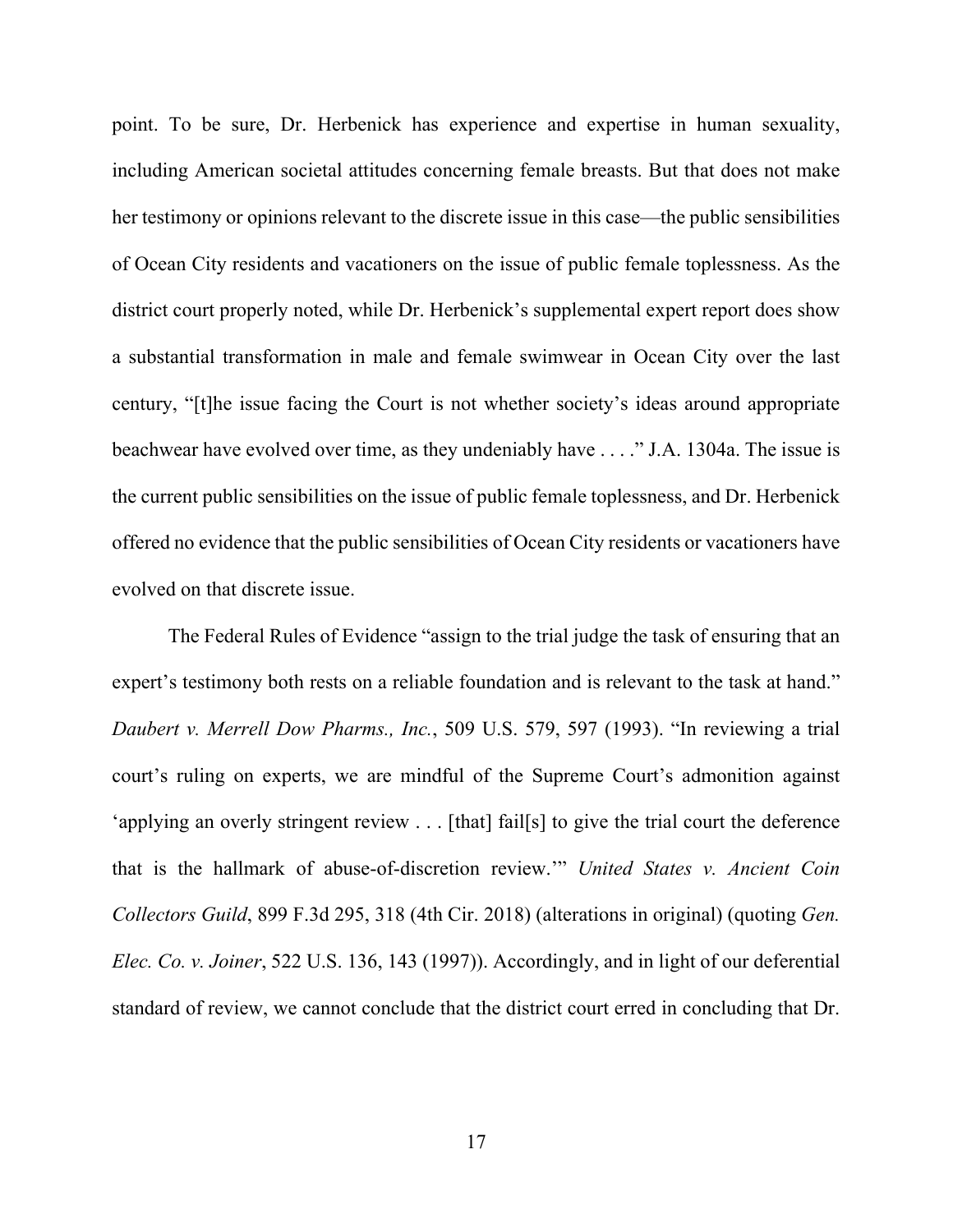point. To be sure, Dr. Herbenick has experience and expertise in human sexuality, including American societal attitudes concerning female breasts. But that does not make her testimony or opinions relevant to the discrete issue in this case—the public sensibilities of Ocean City residents and vacationers on the issue of public female toplessness. As the district court properly noted, while Dr. Herbenick's supplemental expert report does show a substantial transformation in male and female swimwear in Ocean City over the last century, "[t]he issue facing the Court is not whether society's ideas around appropriate beachwear have evolved over time, as they undeniably have . . . ." J.A. 1304a. The issue is the current public sensibilities on the issue of public female toplessness, and Dr. Herbenick offered no evidence that the public sensibilities of Ocean City residents or vacationers have evolved on that discrete issue.

The Federal Rules of Evidence "assign to the trial judge the task of ensuring that an expert's testimony both rests on a reliable foundation and is relevant to the task at hand." *Daubert v. Merrell Dow Pharms., Inc.*, 509 U.S. 579, 597 (1993). "In reviewing a trial court's ruling on experts, we are mindful of the Supreme Court's admonition against 'applying an overly stringent review . . . [that] fail[s] to give the trial court the deference that is the hallmark of abuse-of-discretion review.'" *United States v. Ancient Coin Collectors Guild*, 899 F.3d 295, 318 (4th Cir. 2018) (alterations in original) (quoting *Gen. Elec. Co. v. Joiner*, 522 U.S. 136, 143 (1997)). Accordingly, and in light of our deferential standard of review, we cannot conclude that the district court erred in concluding that Dr.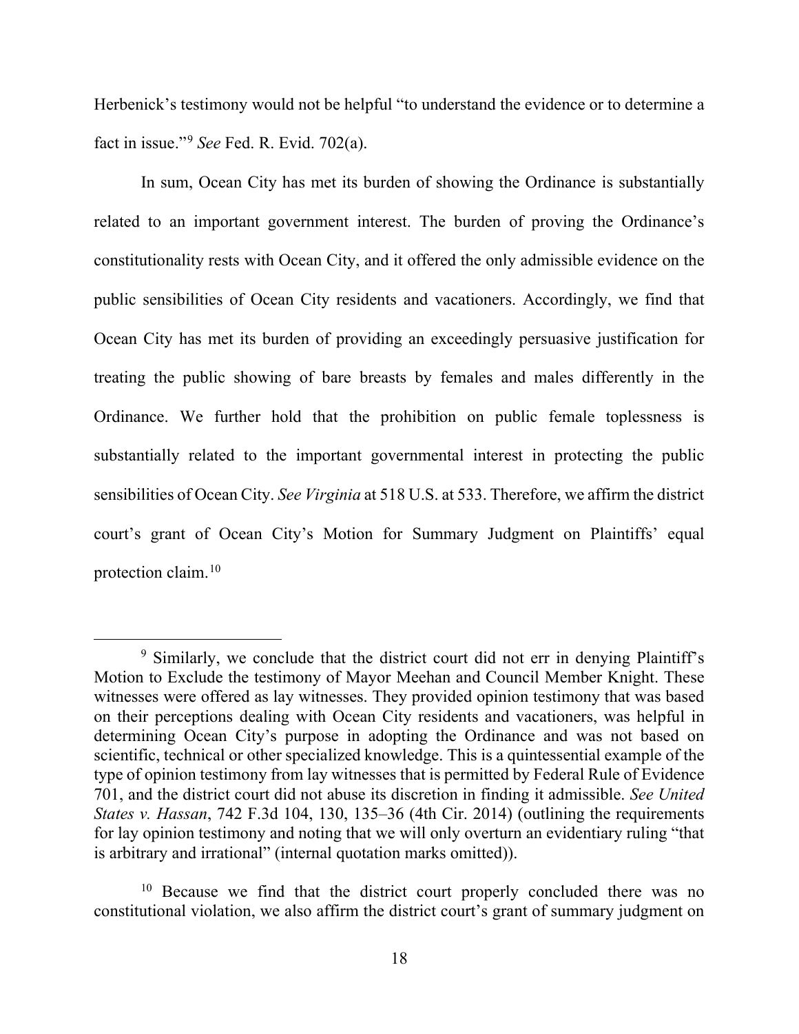Herbenick's testimony would not be helpful "to understand the evidence or to determine a fact in issue."[9] *See* Fed. R. Evid. 702(a).

In sum, Ocean City has met its burden of showing the Ordinance is substantially related to an important government interest. The burden of proving the Ordinance's constitutionality rests with Ocean City, and it offered the only admissible evidence on the public sensibilities of Ocean City residents and vacationers. Accordingly, we find that Ocean City has met its burden of providing an exceedingly persuasive justification for treating the public showing of bare breasts by females and males differently in the Ordinance. We further hold that the prohibition on public female toplessness is substantially related to the important governmental interest in protecting the public sensibilities of Ocean City. *See Virginia* at 518 U.S. at 533. Therefore, we affirm the district court's grant of Ocean City's Motion for Summary Judgment on Plaintiffs' equal protection claim.[10]

---

[9] Similarly, we conclude that the district court did not err in denying Plaintiff's Motion to Exclude the testimony of Mayor Meehan and Council Member Knight. These witnesses were offered as lay witnesses. They provided opinion testimony that was based on their perceptions dealing with Ocean City residents and vacationers, was helpful in determining Ocean City's purpose in adopting the Ordinance and was not based on scientific, technical or other specialized knowledge. This is a quintessential example of the type of opinion testimony from lay witnesses that is permitted by Federal Rule of Evidence 701, and the district court did not abuse its discretion in finding it admissible. *See United States v. Hassan*, 742 F.3d 104, 130, 135–36 (4th Cir. 2014) (outlining the requirements for lay opinion testimony and noting that we will only overturn an evidentiary ruling "that is arbitrary and irrational" (internal quotation marks omitted)).

[10] Because we find that the district court properly concluded there was no constitutional violation, we also affirm the district court's grant of summary judgment on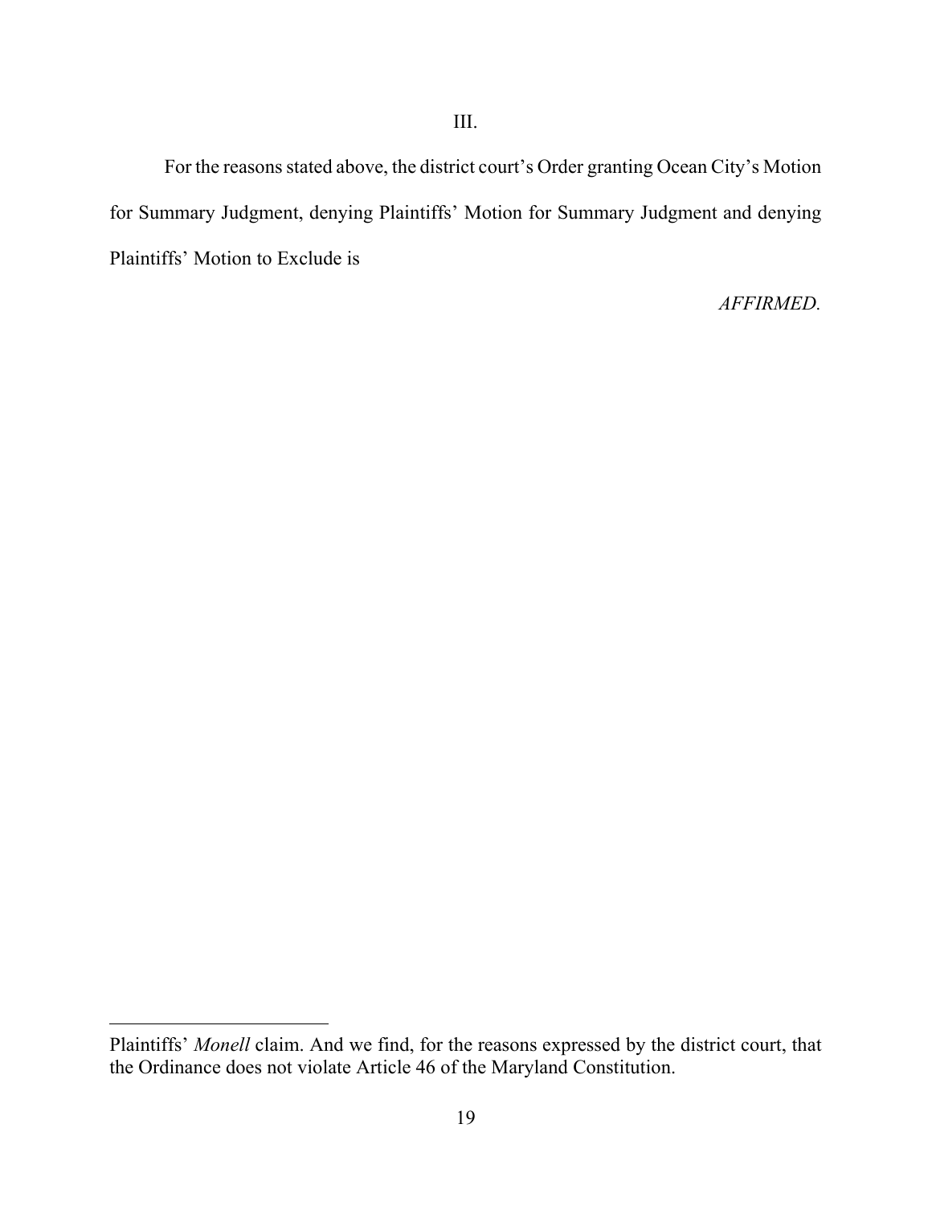III.

For the reasons stated above, the district court's Order granting Ocean City's Motion for Summary Judgment, denying Plaintiffs' Motion for Summary Judgment and denying Plaintiffs' Motion to Exclude is

*AFFIRMED.*

---

Plaintiffs' *Monell* claim. And we find, for the reasons expressed by the district court, that the Ordinance does not violate Article 46 of the Maryland Constitution.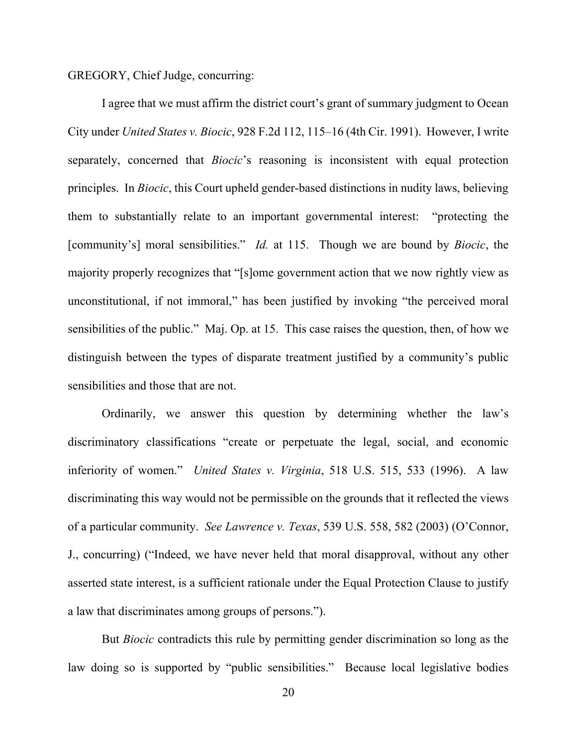GREGORY, Chief Judge, concurring:

I agree that we must affirm the district court's grant of summary judgment to Ocean City under *United States v. Biocic*, 928 F.2d 112, 115–16 (4th Cir. 1991). However, I write separately, concerned that *Biocic*'s reasoning is inconsistent with equal protection principles. In *Biocic*, this Court upheld gender-based distinctions in nudity laws, believing them to substantially relate to an important governmental interest: "protecting the [community's] moral sensibilities." *Id.* at 115. Though we are bound by *Biocic*, the majority properly recognizes that "[s]ome government action that we now rightly view as unconstitutional, if not immoral," has been justified by invoking "the perceived moral sensibilities of the public." Maj. Op. at 15. This case raises the question, then, of how we distinguish between the types of disparate treatment justified by a community's public sensibilities and those that are not.

Ordinarily, we answer this question by determining whether the law's discriminatory classifications "create or perpetuate the legal, social, and economic inferiority of women." *United States v. Virginia*, 518 U.S. 515, 533 (1996). A law discriminating this way would not be permissible on the grounds that it reflected the views of a particular community. *See Lawrence v. Texas*, 539 U.S. 558, 582 (2003) (O'Connor, J., concurring) ("Indeed, we have never held that moral disapproval, without any other asserted state interest, is a sufficient rationale under the Equal Protection Clause to justify a law that discriminates among groups of persons.").

But *Biocic* contradicts this rule by permitting gender discrimination so long as the law doing so is supported by "public sensibilities." Because local legislative bodies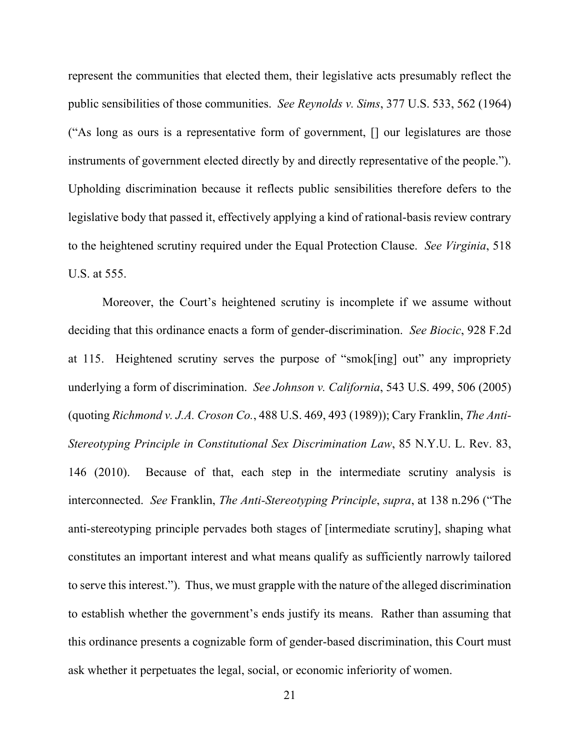represent the communities that elected them, their legislative acts presumably reflect the public sensibilities of those communities. *See Reynolds v. Sims*, 377 U.S. 533, 562 (1964) ("As long as ours is a representative form of government, [] our legislatures are those instruments of government elected directly by and directly representative of the people."). Upholding discrimination because it reflects public sensibilities therefore defers to the legislative body that passed it, effectively applying a kind of rational-basis review contrary to the heightened scrutiny required under the Equal Protection Clause. *See Virginia*, 518 U.S. at 555.

Moreover, the Court's heightened scrutiny is incomplete if we assume without deciding that this ordinance enacts a form of gender-discrimination. *See Biocic*, 928 F.2d at 115. Heightened scrutiny serves the purpose of "smok[ing] out" any impropriety underlying a form of discrimination. *See Johnson v. California*, 543 U.S. 499, 506 (2005) (quoting *Richmond v. J.A. Croson Co.*, 488 U.S. 469, 493 (1989)); Cary Franklin, *The Anti-Stereotyping Principle in Constitutional Sex Discrimination Law*, 85 N.Y.U. L. Rev. 83, 146 (2010). Because of that, each step in the intermediate scrutiny analysis is interconnected. *See* Franklin, *The Anti-Stereotyping Principle*, *supra*, at 138 n.296 ("The anti-stereotyping principle pervades both stages of [intermediate scrutiny], shaping what constitutes an important interest and what means qualify as sufficiently narrowly tailored to serve this interest."). Thus, we must grapple with the nature of the alleged discrimination to establish whether the government's ends justify its means. Rather than assuming that this ordinance presents a cognizable form of gender-based discrimination, this Court must ask whether it perpetuates the legal, social, or economic inferiority of women.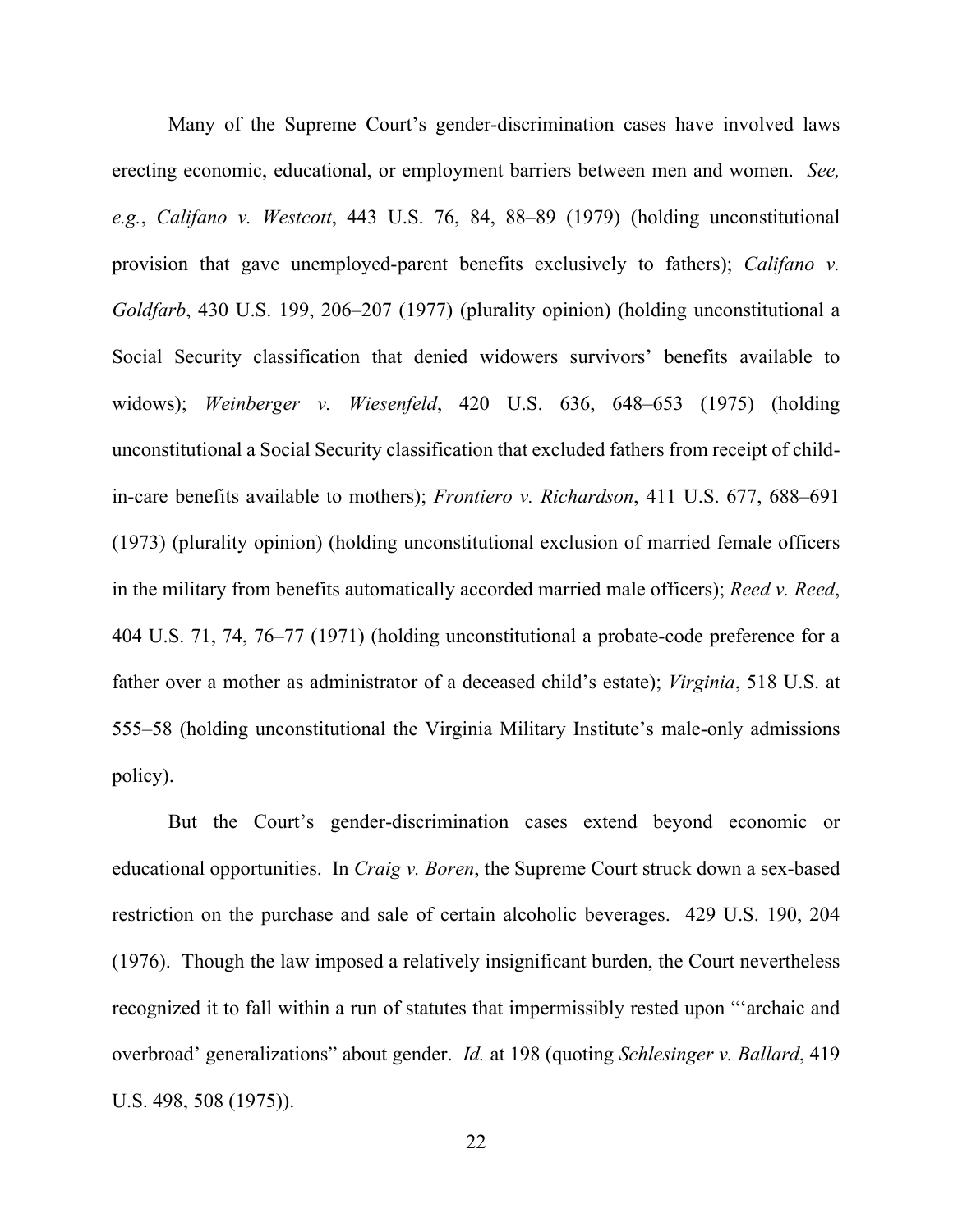Many of the Supreme Court's gender-discrimination cases have involved laws erecting economic, educational, or employment barriers between men and women. *See, e.g.*, *Califano v. Westcott*, 443 U.S. 76, 84, 88–89 (1979) (holding unconstitutional provision that gave unemployed-parent benefits exclusively to fathers); *Califano v. Goldfarb*, 430 U.S. 199, 206–207 (1977) (plurality opinion) (holding unconstitutional a Social Security classification that denied widowers survivors' benefits available to widows); *Weinberger v. Wiesenfeld*, 420 U.S. 636, 648–653 (1975) (holding unconstitutional a Social Security classification that excluded fathers from receipt of child-in-care benefits available to mothers); *Frontiero v. Richardson*, 411 U.S. 677, 688–691 (1973) (plurality opinion) (holding unconstitutional exclusion of married female officers in the military from benefits automatically accorded married male officers); *Reed v. Reed*, 404 U.S. 71, 74, 76–77 (1971) (holding unconstitutional a probate-code preference for a father over a mother as administrator of a deceased child's estate); *Virginia*, 518 U.S. at 555–58 (holding unconstitutional the Virginia Military Institute's male-only admissions policy).

But the Court's gender-discrimination cases extend beyond economic or educational opportunities. In *Craig v. Boren*, the Supreme Court struck down a sex-based restriction on the purchase and sale of certain alcoholic beverages. 429 U.S. 190, 204 (1976). Though the law imposed a relatively insignificant burden, the Court nevertheless recognized it to fall within a run of statutes that impermissibly rested upon "'archaic and overbroad' generalizations" about gender. *Id.* at 198 (quoting *Schlesinger v. Ballard*, 419 U.S. 498, 508 (1975)).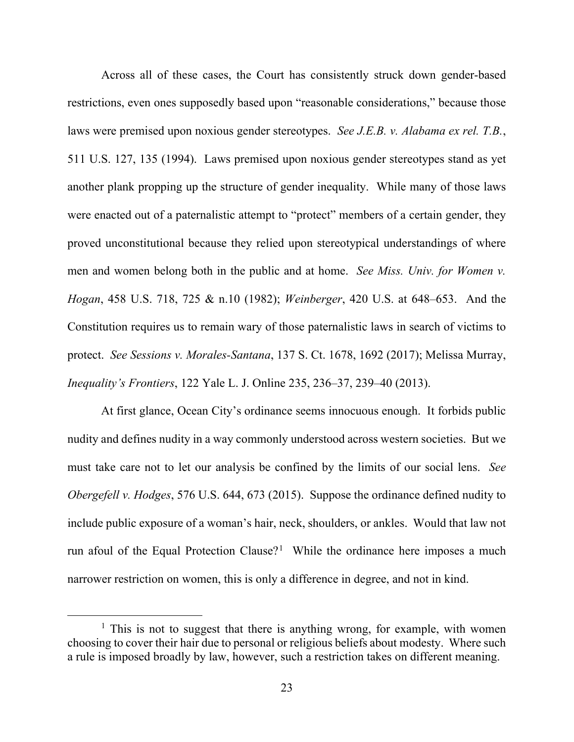Across all of these cases, the Court has consistently struck down gender-based restrictions, even ones supposedly based upon "reasonable considerations," because those laws were premised upon noxious gender stereotypes. *See J.E.B. v. Alabama ex rel. T.B.*, 511 U.S. 127, 135 (1994). Laws premised upon noxious gender stereotypes stand as yet another plank propping up the structure of gender inequality. While many of those laws were enacted out of a paternalistic attempt to "protect" members of a certain gender, they proved unconstitutional because they relied upon stereotypical understandings of where men and women belong both in the public and at home. *See Miss. Univ. for Women v. Hogan*, 458 U.S. 718, 725 & n.10 (1982); *Weinberger*, 420 U.S. at 648–653. And the Constitution requires us to remain wary of those paternalistic laws in search of victims to protect. *See Sessions v. Morales-Santana*, 137 S. Ct. 1678, 1692 (2017); Melissa Murray, *Inequality's Frontiers*, 122 Yale L. J. Online 235, 236–37, 239–40 (2013).

At first glance, Ocean City's ordinance seems innocuous enough. It forbids public nudity and defines nudity in a way commonly understood across western societies. But we must take care not to let our analysis be confined by the limits of our social lens. *See Obergefell v. Hodges*, 576 U.S. 644, 673 (2015). Suppose the ordinance defined nudity to include public exposure of a woman's hair, neck, shoulders, or ankles. Would that law not run afoul of the Equal Protection Clause?[1] While the ordinance here imposes a much narrower restriction on women, this is only a difference in degree, and not in kind.

---

[1] This is not to suggest that there is anything wrong, for example, with women choosing to cover their hair due to personal or religious beliefs about modesty. Where such a rule is imposed broadly by law, however, such a restriction takes on different meaning.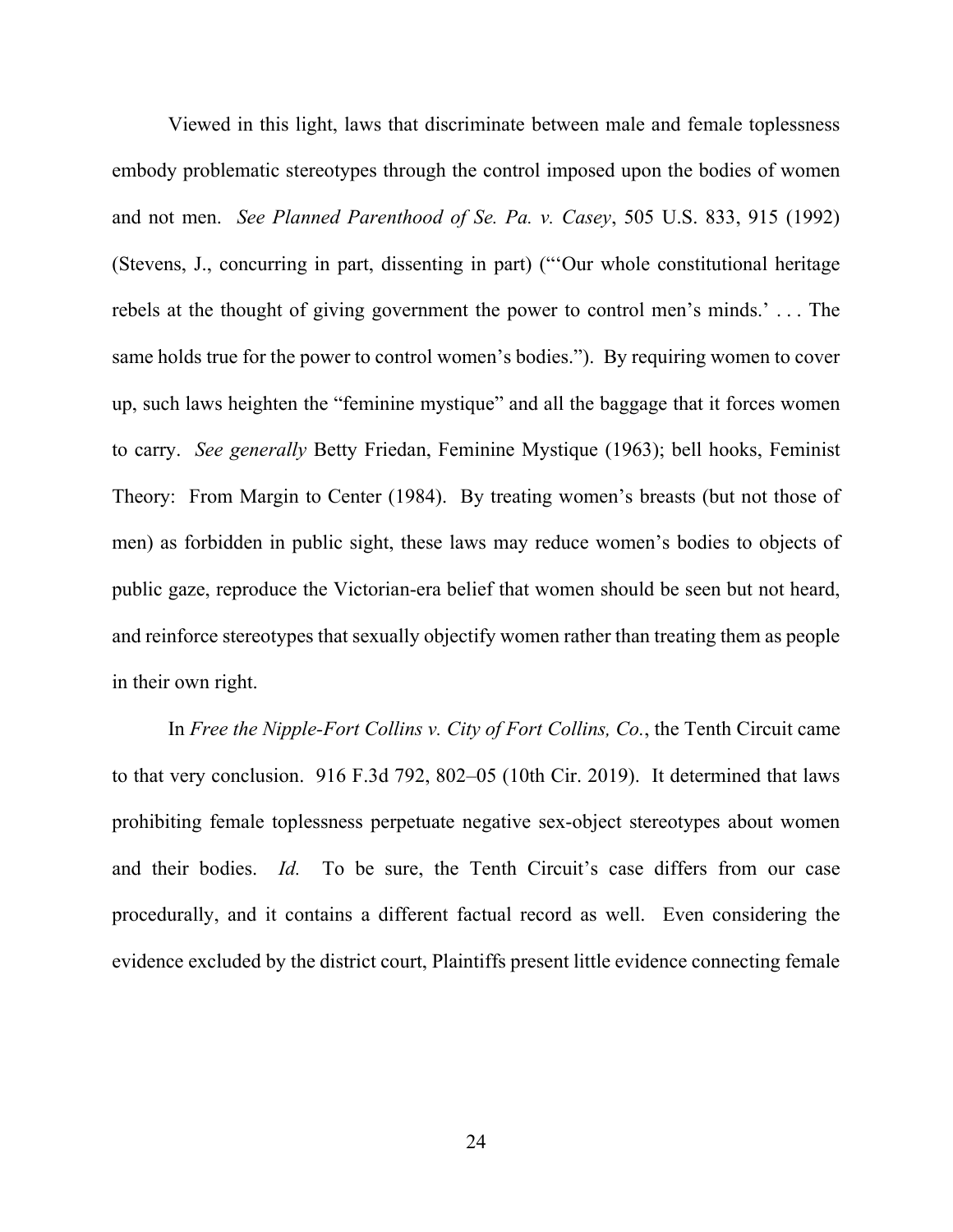Viewed in this light, laws that discriminate between male and female toplessness embody problematic stereotypes through the control imposed upon the bodies of women and not men. *See Planned Parenthood of Se. Pa. v. Casey*, 505 U.S. 833, 915 (1992) (Stevens, J., concurring in part, dissenting in part) ("'Our whole constitutional heritage rebels at the thought of giving government the power to control men's minds.' . . . The same holds true for the power to control women's bodies."). By requiring women to cover up, such laws heighten the "feminine mystique" and all the baggage that it forces women to carry. *See generally* Betty Friedan, Feminine Mystique (1963); bell hooks, Feminist Theory: From Margin to Center (1984). By treating women's breasts (but not those of men) as forbidden in public sight, these laws may reduce women's bodies to objects of public gaze, reproduce the Victorian-era belief that women should be seen but not heard, and reinforce stereotypes that sexually objectify women rather than treating them as people in their own right.

In *Free the Nipple-Fort Collins v. City of Fort Collins, Co.*, the Tenth Circuit came to that very conclusion. 916 F.3d 792, 802–05 (10th Cir. 2019). It determined that laws prohibiting female toplessness perpetuate negative sex-object stereotypes about women and their bodies. *Id.* To be sure, the Tenth Circuit's case differs from our case procedurally, and it contains a different factual record as well. Even considering the evidence excluded by the district court, Plaintiffs present little evidence connecting female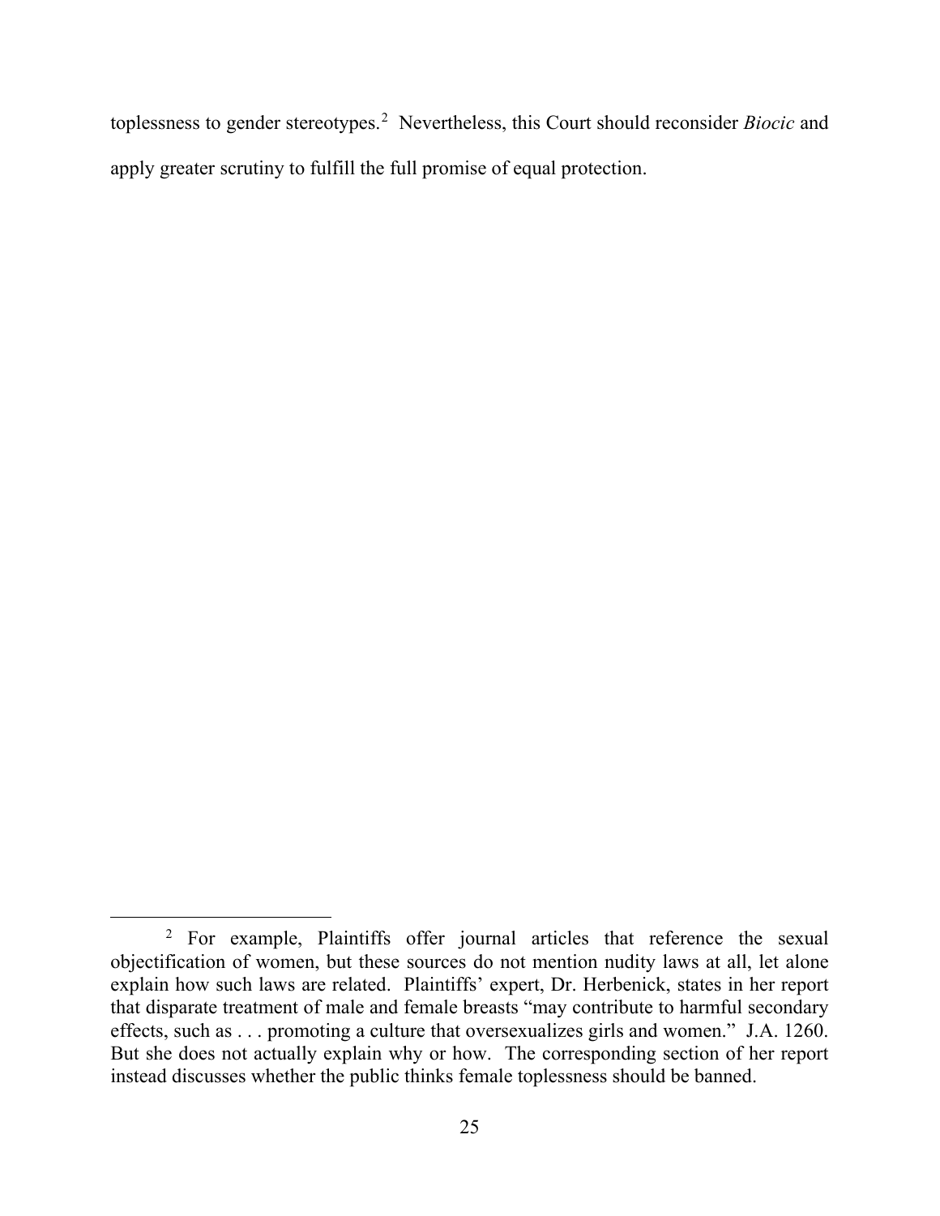toplessness to gender stereotypes.[2] Nevertheless, this Court should reconsider *Biocic* and apply greater scrutiny to fulfill the full promise of equal protection.

---

[2] For example, Plaintiffs offer journal articles that reference the sexual objectification of women, but these sources do not mention nudity laws at all, let alone explain how such laws are related. Plaintiffs' expert, Dr. Herbenick, states in her report that disparate treatment of male and female breasts "may contribute to harmful secondary effects, such as . . . promoting a culture that oversexualizes girls and women." J.A. 1260. But she does not actually explain why or how. The corresponding section of her report instead discusses whether the public thinks female toplessness should be banned.